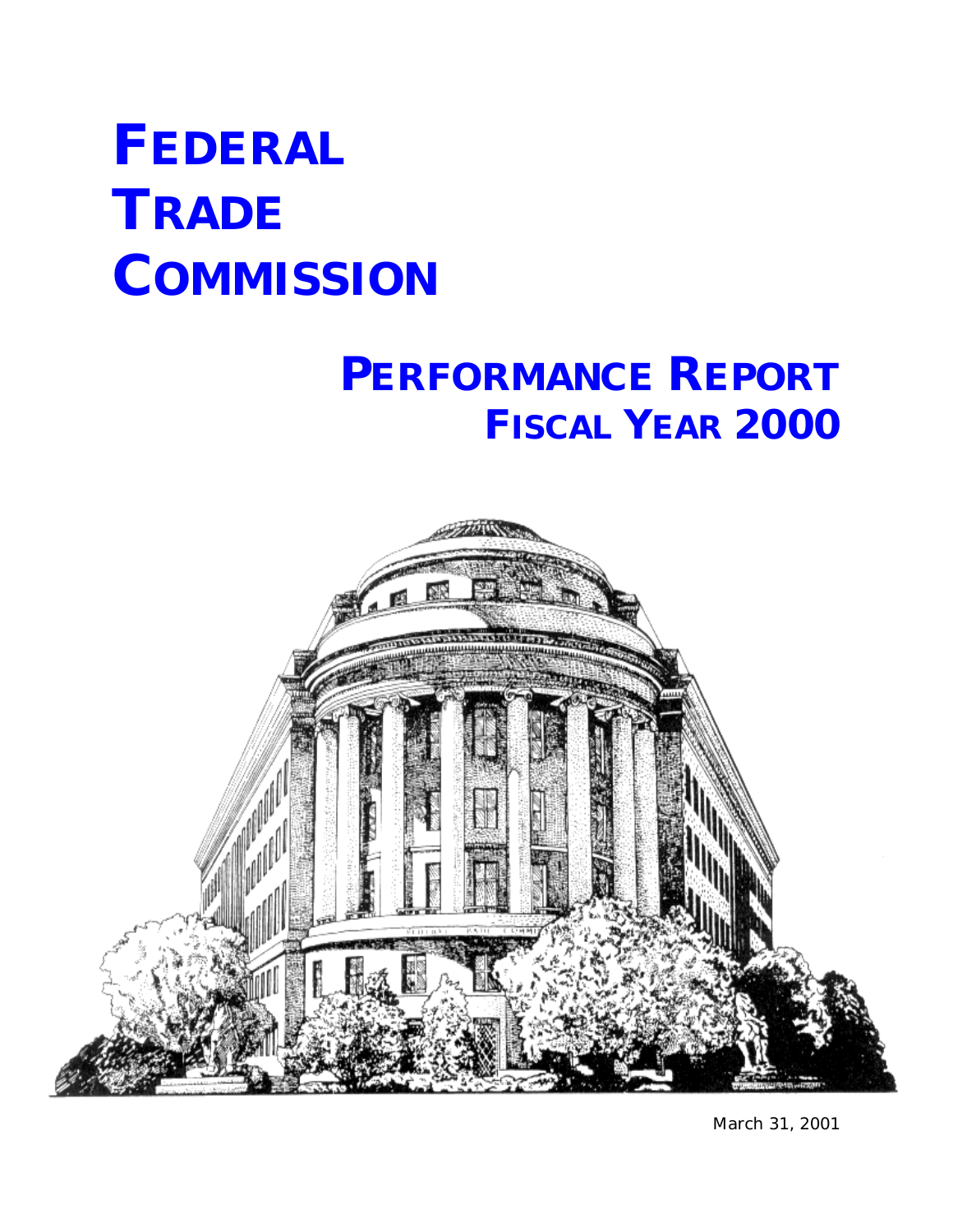# FEDERAL TRADE COMMISSION

## PERFORMANCE REPORT
## FISCAL YEAR 2000

March 31, 2001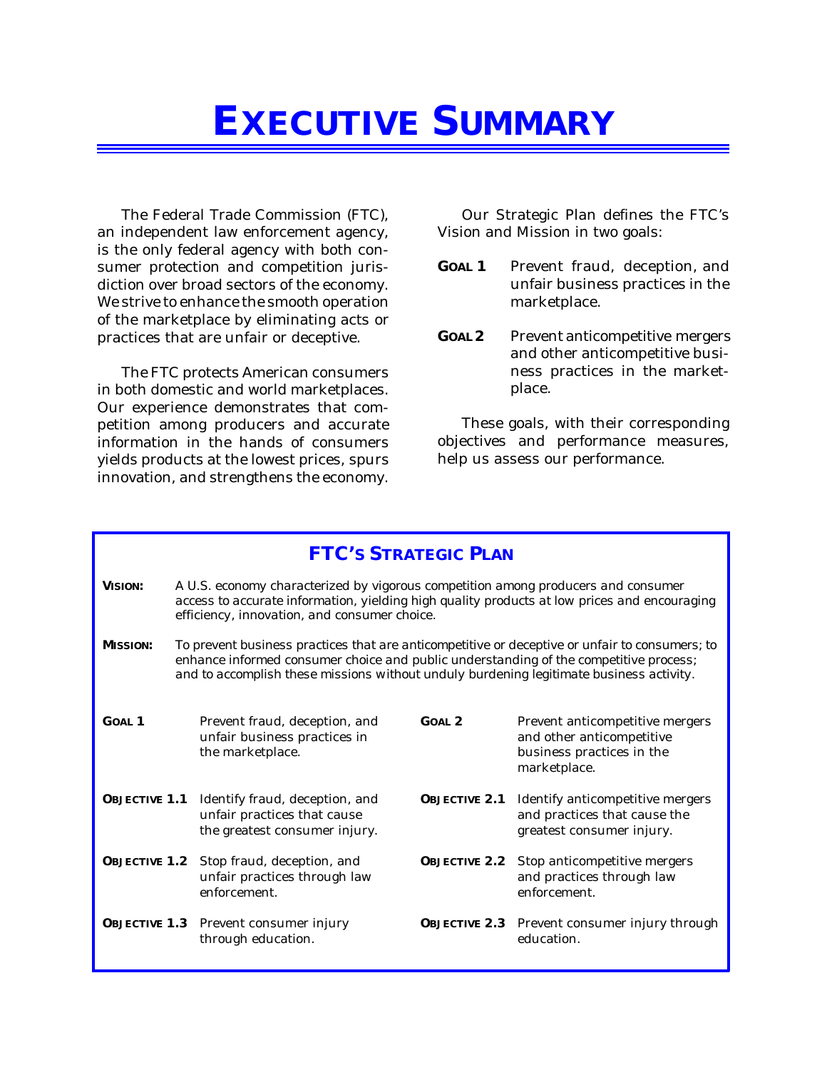# EXECUTIVE SUMMARY

The Federal Trade Commission (FTC), an independent law enforcement agency, is the only federal agency with both consumer protection and competition jurisdiction over broad sectors of the economy. We strive to enhance the smooth operation of the marketplace by eliminating acts or practices that are unfair or deceptive.

The FTC protects American consumers in both domestic and world marketplaces. Our experience demonstrates that competition among producers and accurate information in the hands of consumers yields products at the lowest prices, spurs innovation, and strengthens the economy.

Our Strategic Plan defines the FTC's Vision and Mission in two goals:

**GOAL 1** Prevent fraud, deception, and unfair business practices in the marketplace.

**GOAL 2** Prevent anticompetitive mergers and other anticompetitive business practices in the marketplace.

These goals, with their corresponding objectives and performance measures, help us assess our performance.

## FTC'S STRATEGIC PLAN

**VISION:** A U.S. economy characterized by vigorous competition among producers and consumer access to accurate information, yielding high quality products at low prices and encouraging efficiency, innovation, and consumer choice.

**MISSION:** To prevent business practices that are anticompetitive or deceptive or unfair to consumers; to enhance informed consumer choice and public understanding of the competitive process; and to accomplish these missions without unduly burdening legitimate business activity.

| | | | |
|---|---|---|---|
| **GOAL 1** | Prevent fraud, deception, and unfair business practices in the marketplace. | **GOAL 2** | Prevent anticompetitive mergers and other anticompetitive business practices in the marketplace. |
| **OBJECTIVE 1.1** | Identify fraud, deception, and unfair practices that cause the greatest consumer injury. | **OBJECTIVE 2.1** | Identify anticompetitive mergers and practices that cause the greatest consumer injury. |
| **OBJECTIVE 1.2** | Stop fraud, deception, and unfair practices through law enforcement. | **OBJECTIVE 2.2** | Stop anticompetitive mergers and practices through law enforcement. |
| **OBJECTIVE 1.3** | Prevent consumer injury through education. | **OBJECTIVE 2.3** | Prevent consumer injury through education. |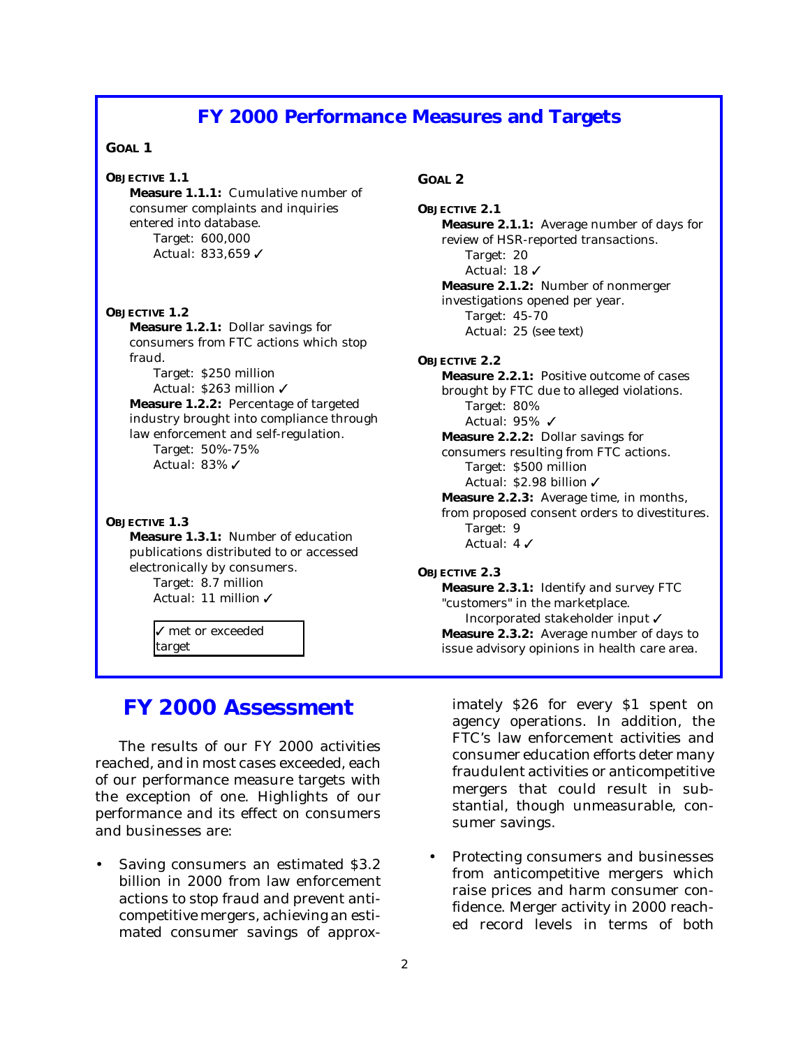## FY 2000 Performance Measures and Targets

**GOAL 1**

**OBJECTIVE 1.1**

**Measure 1.1.1:** Cumulative number of consumer complaints and inquiries entered into database.
Target: 600,000
Actual: 833,659 ✓

**OBJECTIVE 1.2**

**Measure 1.2.1:** Dollar savings for consumers from FTC actions which stop fraud.
Target: $250 million
Actual: $263 million ✓

**Measure 1.2.2:** Percentage of targeted industry brought into compliance through law enforcement and self-regulation.
Target: 50%-75%
Actual: 83% ✓

**OBJECTIVE 1.3**

**Measure 1.3.1:** Number of education publications distributed to or accessed electronically by consumers.
Target: 8.7 million
Actual: 11 million ✓

**GOAL 2**

**OBJECTIVE 2.1**

**Measure 2.1.1:** Average number of days for review of HSR-reported transactions.
Target: 20
Actual: 18 ✓

**Measure 2.1.2:** Number of nonmerger investigations opened per year.
Target: 45-70
Actual: 25 (see text)

**OBJECTIVE 2.2**

**Measure 2.2.1:** Positive outcome of cases brought by FTC due to alleged violations.
Target: 80%
Actual: 95% ✓

**Measure 2.2.2:** Dollar savings for consumers resulting from FTC actions.
Target: $500 million
Actual: $2.98 billion ✓

**Measure 2.2.3:** Average time, in months, from proposed consent orders to divestitures.
Target: 9
Actual: 4 ✓

**OBJECTIVE 2.3**

**Measure 2.3.1:** Identify and survey FTC "customers" in the marketplace.
Incorporated stakeholder input ✓

**Measure 2.3.2:** Average number of days to issue advisory opinions in health care area.

✓ met or exceeded target

## FY 2000 Assessment

The results of our FY 2000 activities reached, and in most cases exceeded, each of our performance measure targets with the exception of one. Highlights of our performance and its effect on consumers and businesses are:

- Saving consumers an estimated $3.2 billion in 2000 from law enforcement actions to stop fraud and prevent anticompetitive mergers, achieving an estimated consumer savings of approximately $26 for every $1 spent on agency operations. In addition, the FTC's law enforcement activities and consumer education efforts deter many fraudulent activities or anticompetitive mergers that could result in substantial, though unmeasurable, consumer savings.

- Protecting consumers and businesses from anticompetitive mergers which raise prices and harm consumer confidence. Merger activity in 2000 reached record levels in terms of both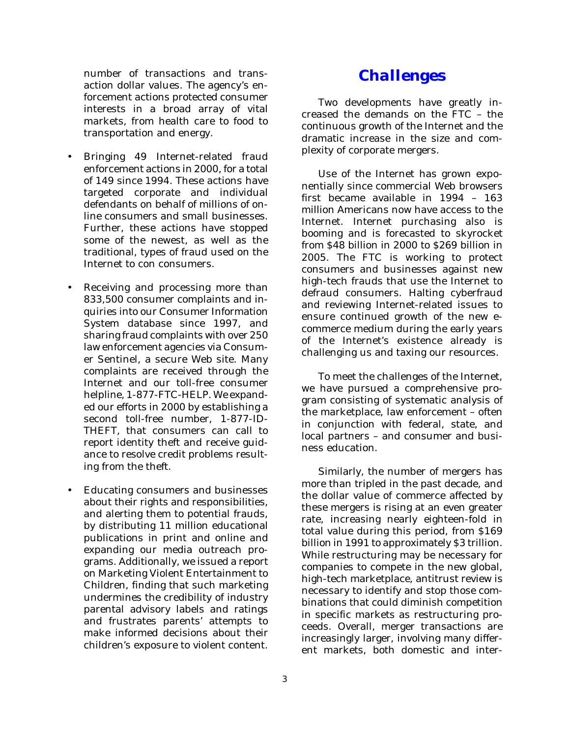number of transactions and transaction dollar values. The agency's enforcement actions protected consumer interests in a broad array of vital markets, from health care to food to transportation and energy.

- Bringing 49 Internet-related fraud enforcement actions in 2000, for a total of 149 since 1994. These actions have targeted corporate and individual defendants on behalf of millions of online consumers and small businesses. Further, these actions have stopped some of the newest, as well as the traditional, types of fraud used on the Internet to con consumers.
- Receiving and processing more than 833,500 consumer complaints and inquiries into our Consumer Information System database since 1997, and sharing fraud complaints with over 250 law enforcement agencies via Consumer Sentinel, a secure Web site. Many complaints are received through the Internet and our toll-free consumer helpline, 1-877-FTC-HELP. We expanded our efforts in 2000 by establishing a second toll-free number, 1-877-ID-THEFT, that consumers can call to report identity theft and receive guidance to resolve credit problems resulting from the theft.
- Educating consumers and businesses about their rights and responsibilities, and alerting them to potential frauds, by distributing 11 million educational publications in print and online and expanding our media outreach programs. Additionally, we issued a report on Marketing Violent Entertainment to Children, finding that such marketing undermines the credibility of industry parental advisory labels and ratings and frustrates parents' attempts to make informed decisions about their children's exposure to violent content.

## Challenges

Two developments have greatly increased the demands on the FTC – the continuous growth of the Internet and the dramatic increase in the size and complexity of corporate mergers.

Use of the Internet has grown exponentially since commercial Web browsers first became available in 1994 – 163 million Americans now have access to the Internet. Internet purchasing also is booming and is forecasted to skyrocket from $48 billion in 2000 to $269 billion in 2005. The FTC is working to protect consumers and businesses against new high-tech frauds that use the Internet to defraud consumers. Halting cyberfraud and reviewing Internet-related issues to ensure continued growth of the new e-commerce medium during the early years of the Internet's existence already is challenging us and taxing our resources.

To meet the challenges of the Internet, we have pursued a comprehensive program consisting of systematic analysis of the marketplace, law enforcement – often in conjunction with federal, state, and local partners – and consumer and business education.

Similarly, the number of mergers has more than tripled in the past decade, and the dollar value of commerce affected by these mergers is rising at an even greater rate, increasing nearly eighteen-fold in total value during this period, from $169 billion in 1991 to approximately $3 trillion. While restructuring may be necessary for companies to compete in the new global, high-tech marketplace, antitrust review is necessary to identify and stop those combinations that could diminish competition in specific markets as restructuring proceeds. Overall, merger transactions are increasingly larger, involving many different markets, both domestic and inter-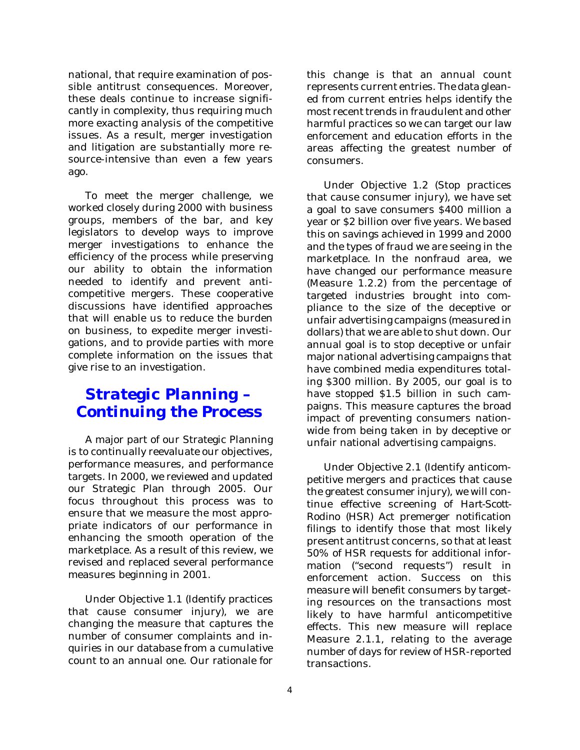national, that require examination of possible antitrust consequences. Moreover, these deals continue to increase significantly in complexity, thus requiring much more exacting analysis of the competitive issues. As a result, merger investigation and litigation are substantially more resource-intensive than even a few years ago.

To meet the merger challenge, we worked closely during 2000 with business groups, members of the bar, and key legislators to develop ways to improve merger investigations to enhance the efficiency of the process while preserving our ability to obtain the information needed to identify and prevent anticompetitive mergers. These cooperative discussions have identified approaches that will enable us to reduce the burden on business, to expedite merger investigations, and to provide parties with more complete information on the issues that give rise to an investigation.

## Strategic Planning – Continuing the Process

A major part of our Strategic Planning is to continually reevaluate our objectives, performance measures, and performance targets. In 2000, we reviewed and updated our Strategic Plan through 2005. Our focus throughout this process was to ensure that we measure the most appropriate indicators of our performance in enhancing the smooth operation of the marketplace. As a result of this review, we revised and replaced several performance measures beginning in 2001.

Under Objective 1.1 (Identify practices that cause consumer injury), we are changing the measure that captures the number of consumer complaints and inquiries in our database from a cumulative count to an annual one. Our rationale for this change is that an annual count represents current entries. The data gleaned from current entries helps identify the most recent trends in fraudulent and other harmful practices so we can target our law enforcement and education efforts in the areas affecting the greatest number of consumers.

Under Objective 1.2 (Stop practices that cause consumer injury), we have set a goal to save consumers $400 million a year or $2 billion over five years. We based this on savings achieved in 1999 and 2000 and the types of fraud we are seeing in the marketplace. In the nonfraud area, we have changed our performance measure (Measure 1.2.2) from the percentage of targeted industries brought into compliance to the size of the deceptive or unfair advertising campaigns (measured in dollars) that we are able to shut down. Our annual goal is to stop deceptive or unfair major national advertising campaigns that have combined media expenditures totaling $300 million. By 2005, our goal is to have stopped $1.5 billion in such campaigns. This measure captures the broad impact of preventing consumers nationwide from being taken in by deceptive or unfair national advertising campaigns.

Under Objective 2.1 (Identify anticompetitive mergers and practices that cause the greatest consumer injury), we will continue effective screening of Hart-Scott-Rodino (HSR) Act premerger notification filings to identify those that most likely present antitrust concerns, so that at least 50% of HSR requests for additional information ("second requests") result in enforcement action. Success on this measure will benefit consumers by targeting resources on the transactions most likely to have harmful anticompetitive effects. This new measure will replace Measure 2.1.1, relating to the average number of days for review of HSR-reported transactions.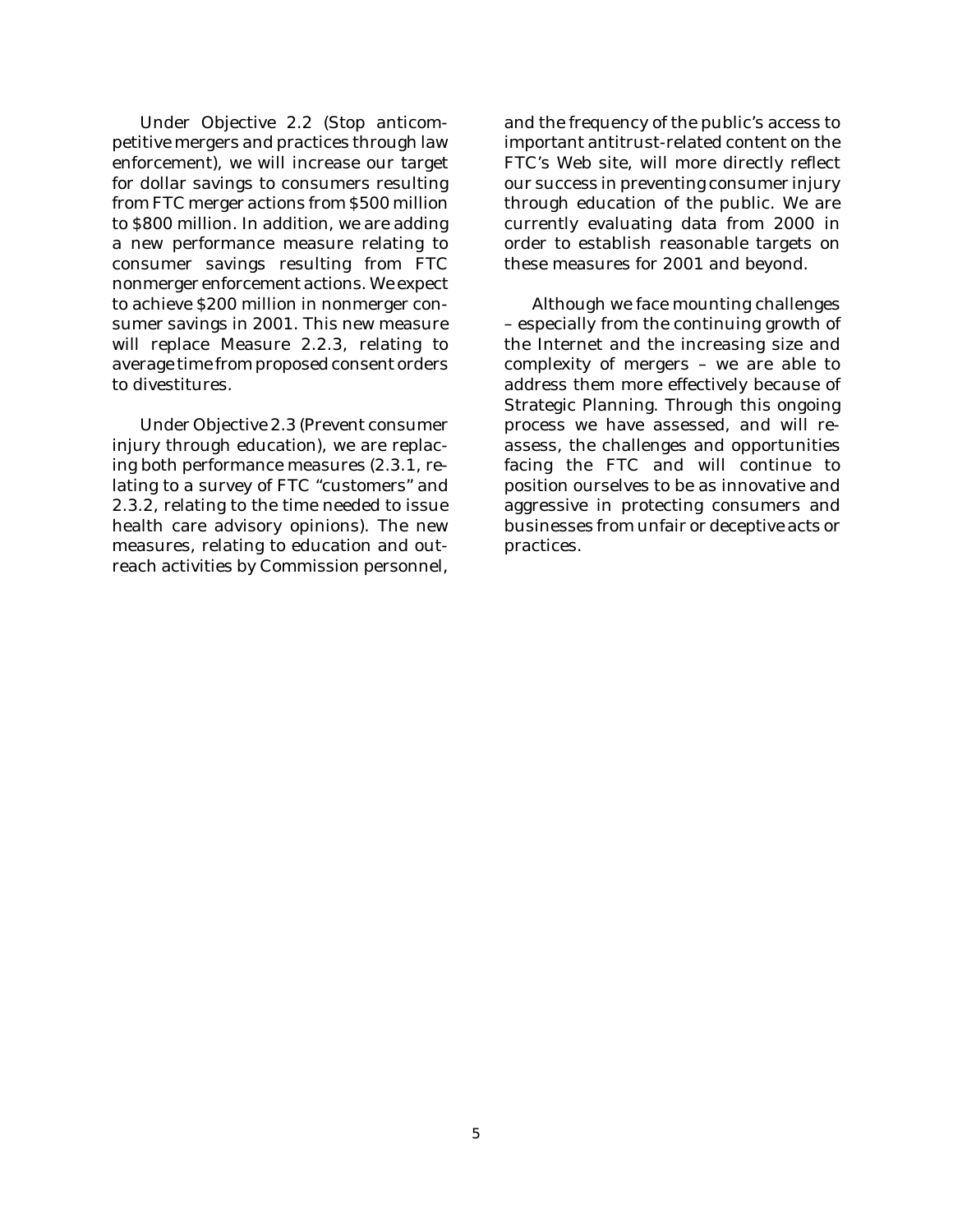Under Objective 2.2 (Stop anticompetitive mergers and practices through law enforcement), we will increase our target for dollar savings to consumers resulting from FTC merger actions from $500 million to $800 million. In addition, we are adding a new performance measure relating to consumer savings resulting from FTC nonmerger enforcement actions. We expect to achieve $200 million in nonmerger consumer savings in 2001. This new measure will replace Measure 2.2.3, relating to average time from proposed consent orders to divestitures.

Under Objective 2.3 (Prevent consumer injury through education), we are replacing both performance measures (2.3.1, relating to a survey of FTC "customers" and 2.3.2, relating to the time needed to issue health care advisory opinions). The new measures, relating to education and outreach activities by Commission personnel, and the frequency of the public's access to important antitrust-related content on the FTC's Web site, will more directly reflect our success in preventing consumer injury through education of the public. We are currently evaluating data from 2000 in order to establish reasonable targets on these measures for 2001 and beyond.

Although we face mounting challenges – especially from the continuing growth of the Internet and the increasing size and complexity of mergers – we are able to address them more effectively because of Strategic Planning. Through this ongoing process we have assessed, and will reassess, the challenges and opportunities facing the FTC and will continue to position ourselves to be as innovative and aggressive in protecting consumers and businesses from unfair or deceptive acts or practices.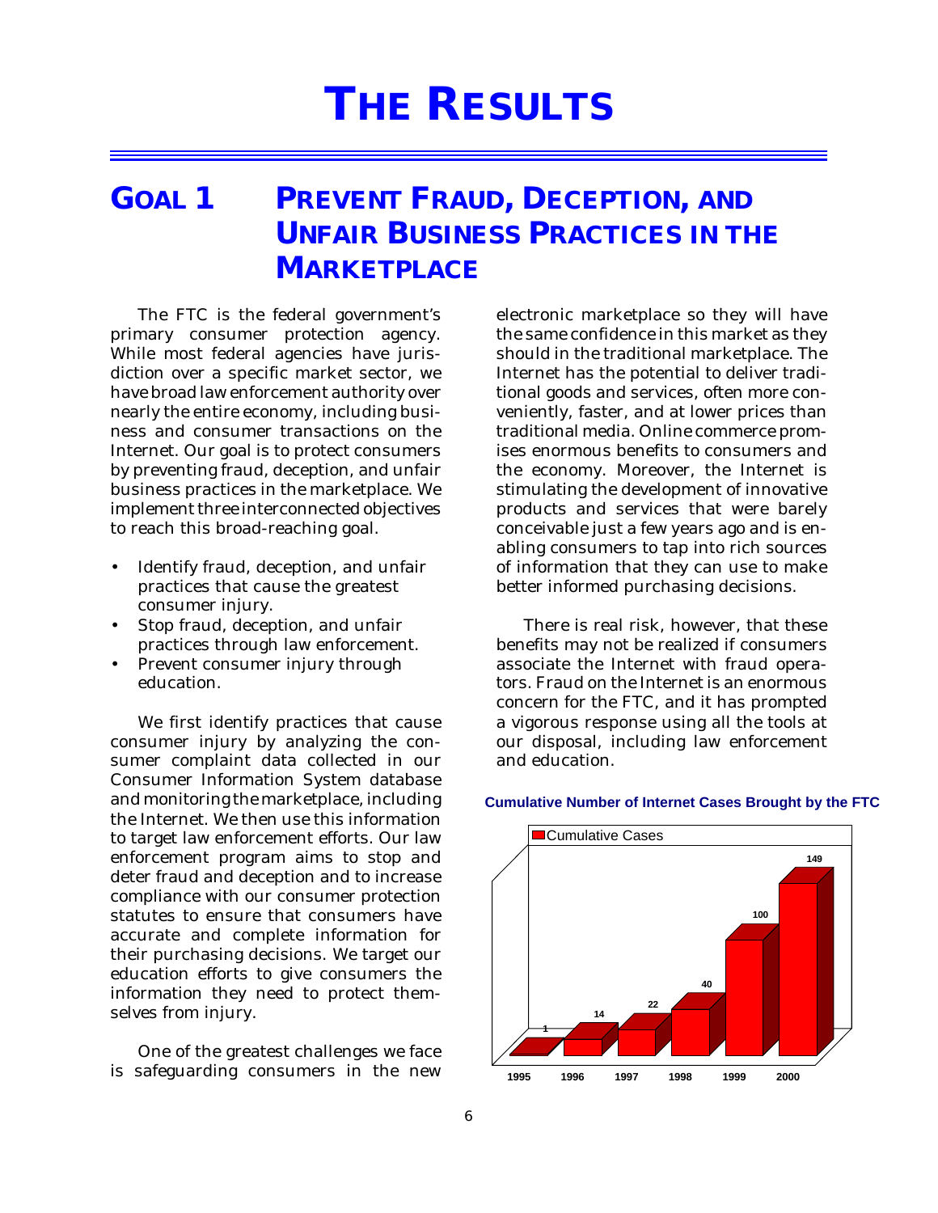# THE RESULTS

## GOAL 1 PREVENT FRAUD, DECEPTION, AND UNFAIR BUSINESS PRACTICES IN THE MARKETPLACE

The FTC is the federal government's primary consumer protection agency. While most federal agencies have jurisdiction over a specific market sector, we have broad law enforcement authority over nearly the entire economy, including business and consumer transactions on the Internet. Our goal is to protect consumers by preventing fraud, deception, and unfair business practices in the marketplace. We implement three interconnected objectives to reach this broad-reaching goal.

- Identify fraud, deception, and unfair practices that cause the greatest consumer injury.
- Stop fraud, deception, and unfair practices through law enforcement.
- Prevent consumer injury through education.

We first identify practices that cause consumer injury by analyzing the consumer complaint data collected in our Consumer Information System database and monitoring the marketplace, including the Internet. We then use this information to target law enforcement efforts. Our law enforcement program aims to stop and deter fraud and deception and to increase compliance with our consumer protection statutes to ensure that consumers have accurate and complete information for their purchasing decisions. We target our education efforts to give consumers the information they need to protect themselves from injury.

One of the greatest challenges we face is safeguarding consumers in the new electronic marketplace so they will have the same confidence in this market as they should in the traditional marketplace. The Internet has the potential to deliver traditional goods and services, often more conveniently, faster, and at lower prices than traditional media. Online commerce promises enormous benefits to consumers and the economy. Moreover, the Internet is stimulating the development of innovative products and services that were barely conceivable just a few years ago and is enabling consumers to tap into rich sources of information that they can use to make better informed purchasing decisions.

There is real risk, however, that these benefits may not be realized if consumers associate the Internet with fraud operators. Fraud on the Internet is an enormous concern for the FTC, and it has prompted a vigorous response using all the tools at our disposal, including law enforcement and education.

**Cumulative Number of Internet Cases Brought by the FTC**

| Year | Cumulative Cases |
|---|---|
| 1995 | 1 |
| 1996 | 14 |
| 1997 | 22 |
| 1998 | 40 |
| 1999 | 100 |
| 2000 | 149 |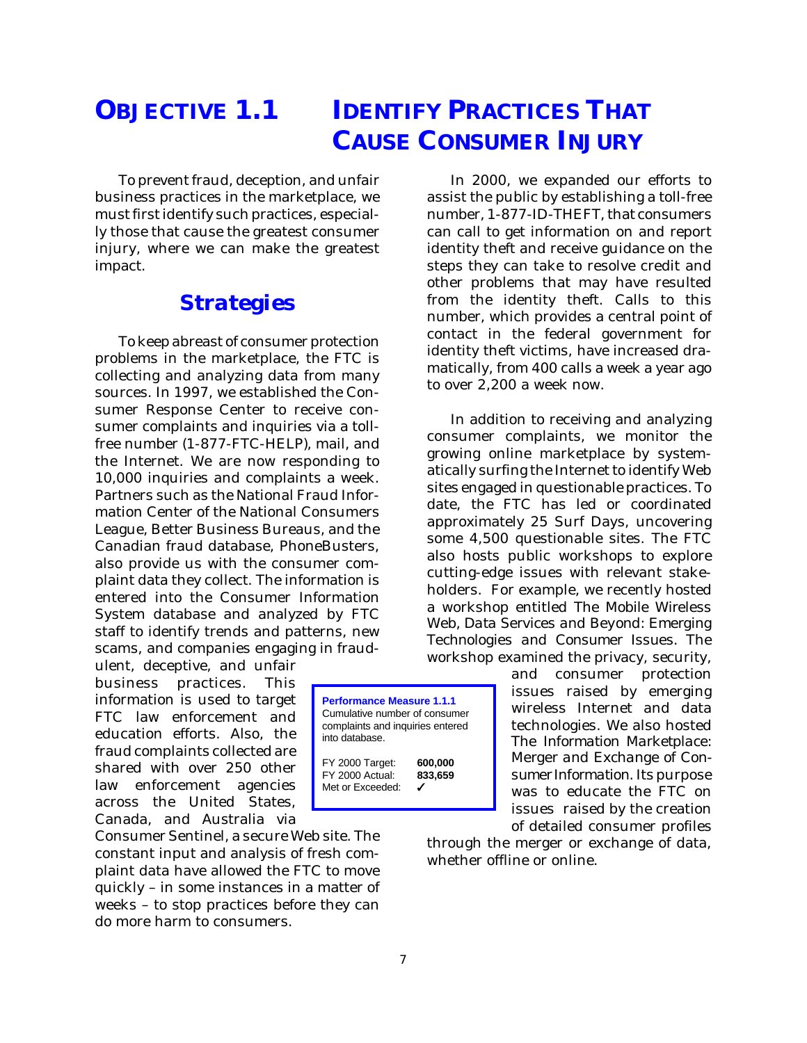# OBJECTIVE 1.1 IDENTIFY PRACTICES THAT CAUSE CONSUMER INJURY

To prevent fraud, deception, and unfair business practices in the marketplace, we must first identify such practices, especially those that cause the greatest consumer injury, where we can make the greatest impact.

## Strategies

To keep abreast of consumer protection problems in the marketplace, the FTC is collecting and analyzing data from many sources. In 1997, we established the Consumer Response Center to receive consumer complaints and inquiries via a toll-free number (1-877-FTC-HELP), mail, and the Internet. We are now responding to 10,000 inquiries and complaints a week. Partners such as the National Fraud Information Center of the National Consumers League, Better Business Bureaus, and the Canadian fraud database, PhoneBusters, also provide us with the consumer complaint data they collect. The information is entered into the Consumer Information System database and analyzed by FTC staff to identify trends and patterns, new scams, and companies engaging in fraudulent, deceptive, and unfair business practices. This information is used to target FTC law enforcement and education efforts. Also, the fraud complaints collected are shared with over 250 other law enforcement agencies across the United States, Canada, and Australia via Consumer Sentinel, a secure Web site. The constant input and analysis of fresh complaint data have allowed the FTC to move quickly – in some instances in a matter of weeks – to stop practices before they can do more harm to consumers.

**Performance Measure 1.1.1**
Cumulative number of consumer complaints and inquiries entered into database.

| | |
|---|---|
| FY 2000 Target: | **600,000** |
| FY 2000 Actual: | **833,659** |
| Met or Exceeded: | ✓ |

In 2000, we expanded our efforts to assist the public by establishing a toll-free number, 1-877-ID-THEFT, that consumers can call to get information on and report identity theft and receive guidance on the steps they can take to resolve credit and other problems that may have resulted from the identity theft. Calls to this number, which provides a central point of contact in the federal government for identity theft victims, have increased dramatically, from 400 calls a week a year ago to over 2,200 a week now.

In addition to receiving and analyzing consumer complaints, we monitor the growing online marketplace by systematically surfing the Internet to identify Web sites engaged in questionable practices. To date, the FTC has led or coordinated approximately 25 Surf Days, uncovering some 4,500 questionable sites. The FTC also hosts public workshops to explore cutting-edge issues with relevant stakeholders. For example, we recently hosted a workshop entitled *The Mobile Wireless Web, Data Services and Beyond: Emerging Technologies and Consumer Issues*. The workshop examined the privacy, security, and consumer protection issues raised by emerging wireless Internet and data technologies. We also hosted *The Information Marketplace: Merger and Exchange of Consumer Information*. Its purpose was to educate the FTC on issues raised by the creation of detailed consumer profiles through the merger or exchange of data, whether offline or online.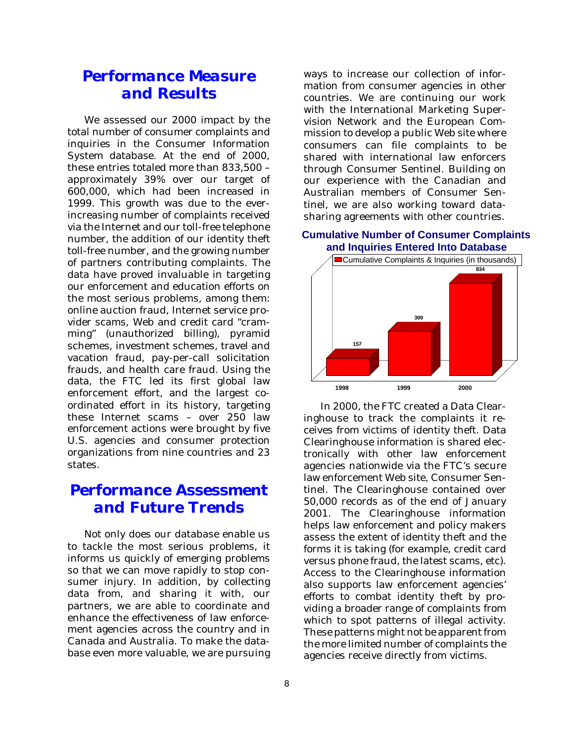## Performance Measure and Results

We assessed our 2000 impact by the total number of consumer complaints and inquiries in the Consumer Information System database. At the end of 2000, these entries totaled more than 833,500 – approximately 39% over our target of 600,000, which had been increased in 1999. This growth was due to the ever-increasing number of complaints received via the Internet and our toll-free telephone number, the addition of our identity theft toll-free number, and the growing number of partners contributing complaints. The data have proved invaluable in targeting our enforcement and education efforts on the most serious problems, among them: online auction fraud, Internet service provider scams, Web and credit card "cramming" (unauthorized billing), pyramid schemes, investment schemes, travel and vacation fraud, pay-per-call solicitation frauds, and health care fraud. Using the data, the FTC led its first global law enforcement effort, and the largest coordinated effort in its history, targeting these Internet scams – over 250 law enforcement actions were brought by five U.S. agencies and consumer protection organizations from nine countries and 23 states.

## Performance Assessment and Future Trends

Not only does our database enable us to tackle the most serious problems, it informs us quickly of emerging problems so that we can move rapidly to stop consumer injury. In addition, by collecting data from, and sharing it with, our partners, we are able to coordinate and enhance the effectiveness of law enforcement agencies across the country and in Canada and Australia. To make the database even more valuable, we are pursuing ways to increase our collection of information from consumer agencies in other countries. We are continuing our work with the International Marketing Supervision Network and the European Commission to develop a public Web site where consumers can file complaints to be shared with international law enforcers through Consumer Sentinel. Building on our experience with the Canadian and Australian members of Consumer Sentinel, we are also working toward data-sharing agreements with other countries.

**Cumulative Number of Consumer Complaints and Inquiries Entered Into Database**

| Year | Cumulative Complaints & Inquiries (in thousands) |
|---|---|
| 1998 | 157 |
| 1999 | 399 |
| 2000 | 834 |

In 2000, the FTC created a Data Clearinghouse to track the complaints it receives from victims of identity theft. Data Clearinghouse information is shared electronically with other law enforcement agencies nationwide via the FTC's secure law enforcement Web site, Consumer Sentinel. The Clearinghouse contained over 50,000 records as of the end of January 2001. The Clearinghouse information helps law enforcement and policy makers assess the extent of identity theft and the forms it is taking (for example, credit card versus phone fraud, the latest scams, etc). Access to the Clearinghouse information also supports law enforcement agencies' efforts to combat identity theft by providing a broader range of complaints from which to spot patterns of illegal activity. These patterns might not be apparent from the more limited number of complaints the agencies receive directly from victims.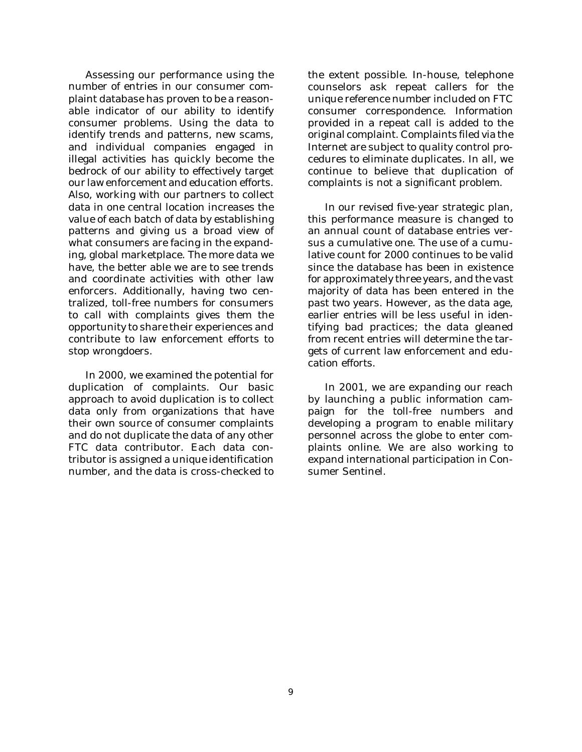Assessing our performance using the number of entries in our consumer complaint database has proven to be a reasonable indicator of our ability to identify consumer problems. Using the data to identify trends and patterns, new scams, and individual companies engaged in illegal activities has quickly become the bedrock of our ability to effectively target our law enforcement and education efforts. Also, working with our partners to collect data in one central location increases the value of each batch of data by establishing patterns and giving us a broad view of what consumers are facing in the expanding, global marketplace. The more data we have, the better able we are to see trends and coordinate activities with other law enforcers. Additionally, having two centralized, toll-free numbers for consumers to call with complaints gives them the opportunity to share their experiences and contribute to law enforcement efforts to stop wrongdoers.

In 2000, we examined the potential for duplication of complaints. Our basic approach to avoid duplication is to collect data only from organizations that have their own source of consumer complaints and do not duplicate the data of any other FTC data contributor. Each data contributor is assigned a unique identification number, and the data is cross-checked to the extent possible. In-house, telephone counselors ask repeat callers for the unique reference number included on FTC consumer correspondence. Information provided in a repeat call is added to the original complaint. Complaints filed via the Internet are subject to quality control procedures to eliminate duplicates. In all, we continue to believe that duplication of complaints is not a significant problem.

In our revised five-year strategic plan, this performance measure is changed to an annual count of database entries versus a cumulative one. The use of a cumulative count for 2000 continues to be valid since the database has been in existence for approximately three years, and the vast majority of data has been entered in the past two years. However, as the data age, earlier entries will be less useful in identifying bad practices; the data gleaned from recent entries will determine the targets of current law enforcement and education efforts.

In 2001, we are expanding our reach by launching a public information campaign for the toll-free numbers and developing a program to enable military personnel across the globe to enter complaints online. We are also working to expand international participation in Consumer Sentinel.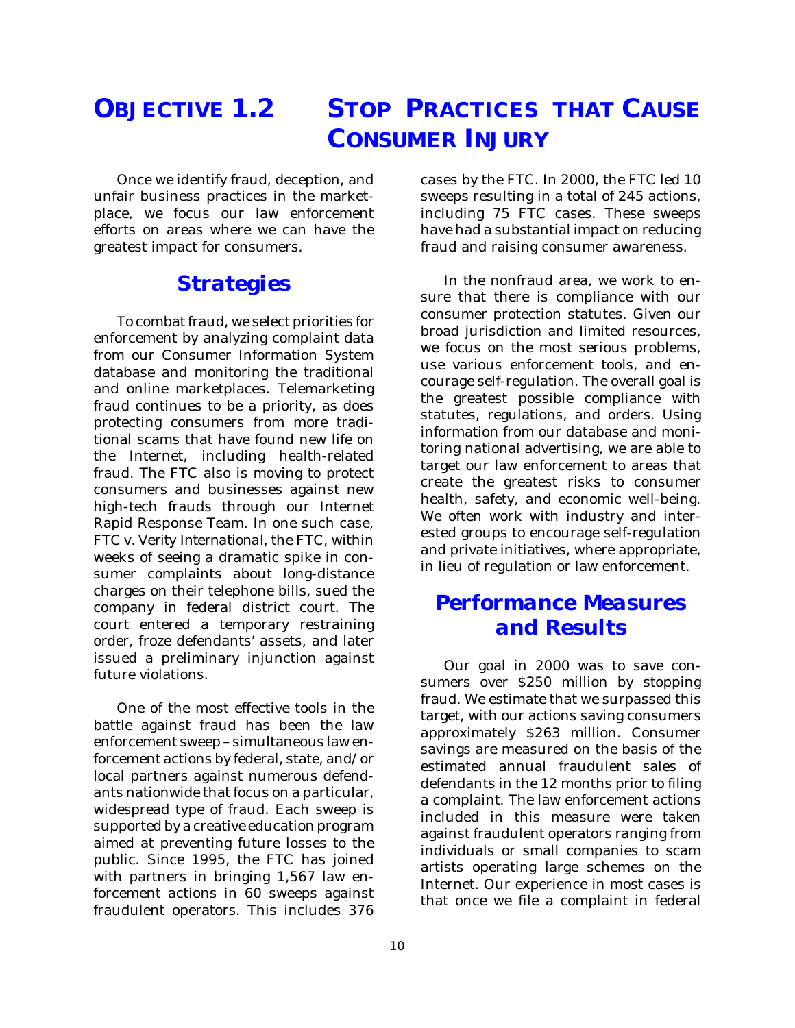# OBJECTIVE 1.2 STOP PRACTICES THAT CAUSE CONSUMER INJURY

Once we identify fraud, deception, and unfair business practices in the marketplace, we focus our law enforcement efforts on areas where we can have the greatest impact for consumers.

## Strategies

To combat fraud, we select priorities for enforcement by analyzing complaint data from our Consumer Information System database and monitoring the traditional and online marketplaces. Telemarketing fraud continues to be a priority, as does protecting consumers from more traditional scams that have found new life on the Internet, including health-related fraud. The FTC also is moving to protect consumers and businesses against new high-tech frauds through our Internet Rapid Response Team. In one such case, *FTC v. Verity International*, the FTC, within weeks of seeing a dramatic spike in consumer complaints about long-distance charges on their telephone bills, sued the company in federal district court. The court entered a temporary restraining order, froze defendants' assets, and later issued a preliminary injunction against future violations.

One of the most effective tools in the battle against fraud has been the law enforcement sweep – simultaneous law enforcement actions by federal, state, and/or local partners against numerous defendants nationwide that focus on a particular, widespread type of fraud. Each sweep is supported by a creative education program aimed at preventing future losses to the public. Since 1995, the FTC has joined with partners in bringing 1,567 law enforcement actions in 60 sweeps against fraudulent operators. This includes 376 cases by the FTC. In 2000, the FTC led 10 sweeps resulting in a total of 245 actions, including 75 FTC cases. These sweeps have had a substantial impact on reducing fraud and raising consumer awareness.

In the nonfraud area, we work to ensure that there is compliance with our consumer protection statutes. Given our broad jurisdiction and limited resources, we focus on the most serious problems, use various enforcement tools, and encourage self-regulation. The overall goal is the greatest possible compliance with statutes, regulations, and orders. Using information from our database and monitoring national advertising, we are able to target our law enforcement to areas that create the greatest risks to consumer health, safety, and economic well-being. We often work with industry and interested groups to encourage self-regulation and private initiatives, where appropriate, in lieu of regulation or law enforcement.

## Performance Measures and Results

Our goal in 2000 was to save consumers over $250 million by stopping fraud. We estimate that we surpassed this target, with our actions saving consumers approximately $263 million. Consumer savings are measured on the basis of the estimated annual fraudulent sales of defendants in the 12 months prior to filing a complaint. The law enforcement actions included in this measure were taken against fraudulent operators ranging from individuals or small companies to scam artists operating large schemes on the Internet. Our experience in most cases is that once we file a complaint in federal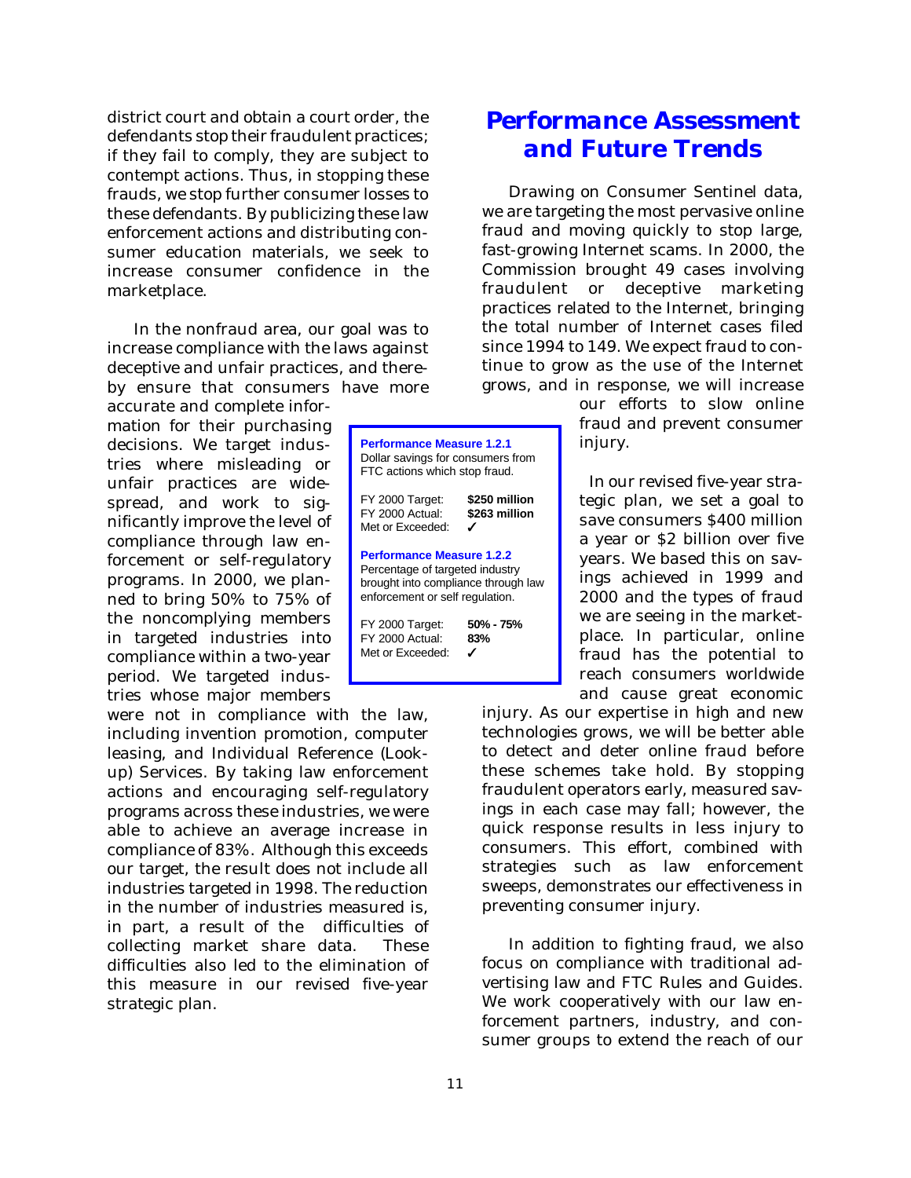district court and obtain a court order, the defendants stop their fraudulent practices; if they fail to comply, they are subject to contempt actions. Thus, in stopping these frauds, we stop further consumer losses to these defendants. By publicizing these law enforcement actions and distributing consumer education materials, we seek to increase consumer confidence in the marketplace.

In the nonfraud area, our goal was to increase compliance with the laws against deceptive and unfair practices, and thereby ensure that consumers have more accurate and complete information for their purchasing decisions. We target industries where misleading or unfair practices are widespread, and work to significantly improve the level of compliance through law enforcement or self-regulatory programs. In 2000, we planned to bring 50% to 75% of the noncomplying members in targeted industries into compliance within a two-year period. We targeted industries whose major members were not in compliance with the law, including invention promotion, computer leasing, and Individual Reference (Look-up) Services. By taking law enforcement actions and encouraging self-regulatory programs across these industries, we were able to achieve an average increase in compliance of 83%. Although this exceeds our target, the result does not include all industries targeted in 1998. The reduction in the number of industries measured is, in part, a result of the difficulties of collecting market share data. These difficulties also led to the elimination of this measure in our revised five-year strategic plan.

**Performance Measure 1.2.1**
Dollar savings for consumers from FTC actions which stop fraud.

| | |
|---|---|
| FY 2000 Target: | **$250 million** |
| FY 2000 Actual: | **$263 million** |
| Met or Exceeded: | ✓ |

**Performance Measure 1.2.2**
Percentage of targeted industry brought into compliance through law enforcement or self regulation.

| | |
|---|---|
| FY 2000 Target: | **50% - 75%** |
| FY 2000 Actual: | **83%** |
| Met or Exceeded: | ✓ |

## Performance Assessment and Future Trends

Drawing on Consumer Sentinel data, we are targeting the most pervasive online fraud and moving quickly to stop large, fast-growing Internet scams. In 2000, the Commission brought 49 cases involving fraudulent or deceptive marketing practices related to the Internet, bringing the total number of Internet cases filed since 1994 to 149. We expect fraud to continue to grow as the use of the Internet grows, and in response, we will increase our efforts to slow online fraud and prevent consumer injury.

In our revised five-year strategic plan, we set a goal to save consumers $400 million a year or $2 billion over five years. We based this on savings achieved in 1999 and 2000 and the types of fraud we are seeing in the marketplace. In particular, online fraud has the potential to reach consumers worldwide and cause great economic injury. As our expertise in high and new technologies grows, we will be better able to detect and deter online fraud before these schemes take hold. By stopping fraudulent operators early, measured savings in each case may fall; however, the quick response results in less injury to consumers. This effort, combined with strategies such as law enforcement sweeps, demonstrates our effectiveness in preventing consumer injury.

In addition to fighting fraud, we also focus on compliance with traditional advertising law and FTC Rules and Guides. We work cooperatively with our law enforcement partners, industry, and consumer groups to extend the reach of our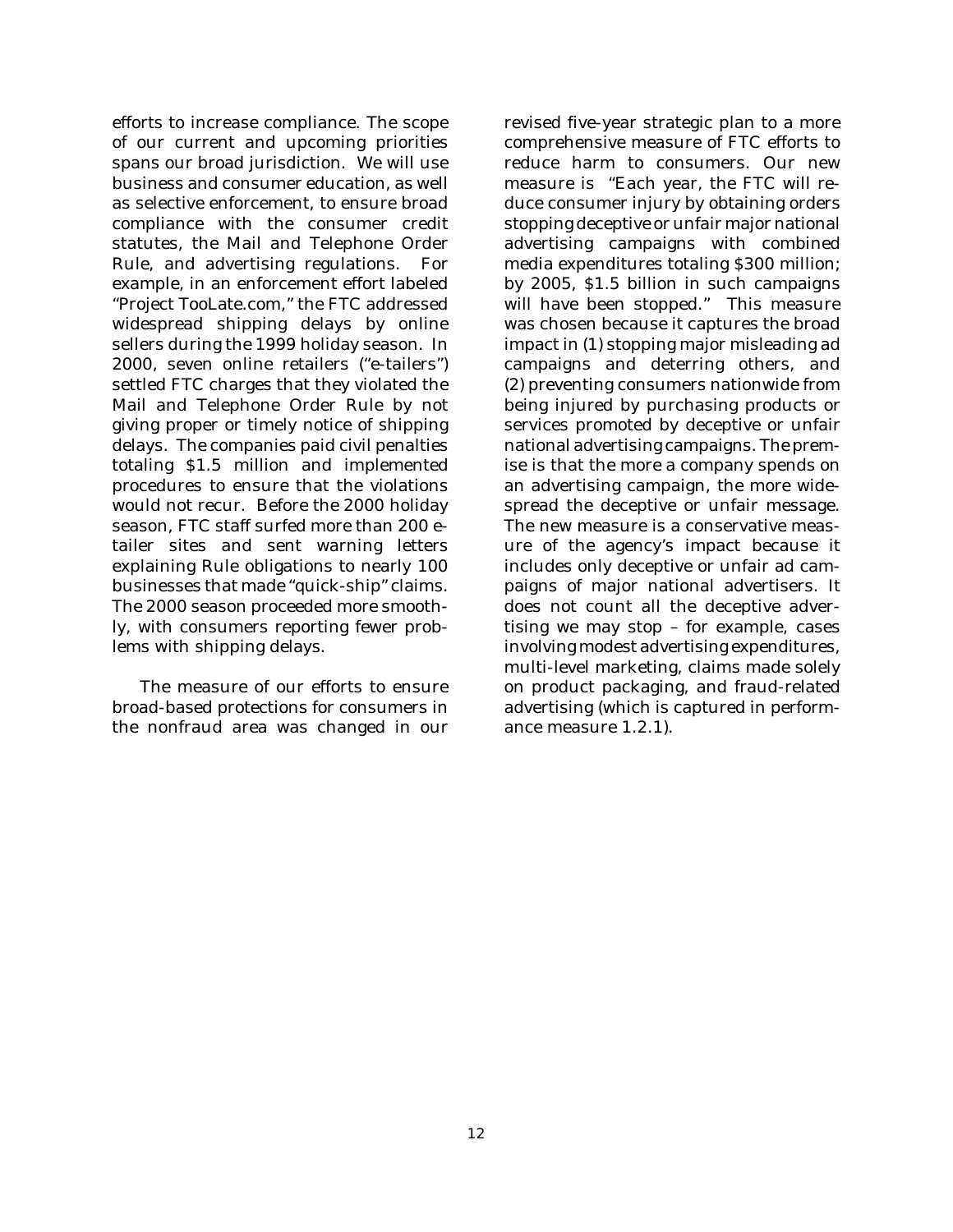efforts to increase compliance. The scope of our current and upcoming priorities spans our broad jurisdiction. We will use business and consumer education, as well as selective enforcement, to ensure broad compliance with the consumer credit statutes, the Mail and Telephone Order Rule, and advertising regulations. For example, in an enforcement effort labeled "Project TooLate.com," the FTC addressed widespread shipping delays by online sellers during the 1999 holiday season. In 2000, seven online retailers ("e-tailers") settled FTC charges that they violated the Mail and Telephone Order Rule by not giving proper or timely notice of shipping delays. The companies paid civil penalties totaling $1.5 million and implemented procedures to ensure that the violations would not recur. Before the 2000 holiday season, FTC staff surfed more than 200 e-tailer sites and sent warning letters explaining Rule obligations to nearly 100 businesses that made "quick-ship" claims. The 2000 season proceeded more smoothly, with consumers reporting fewer problems with shipping delays.

The measure of our efforts to ensure broad-based protections for consumers in the nonfraud area was changed in our revised five-year strategic plan to a more comprehensive measure of FTC efforts to reduce harm to consumers. Our new measure is "Each year, the FTC will reduce consumer injury by obtaining orders stopping deceptive or unfair major national advertising campaigns with combined media expenditures totaling $300 million; by 2005, $1.5 billion in such campaigns will have been stopped." This measure was chosen because it captures the broad impact in (1) stopping major misleading ad campaigns and deterring others, and (2) preventing consumers nationwide from being injured by purchasing products or services promoted by deceptive or unfair national advertising campaigns. The premise is that the more a company spends on an advertising campaign, the more widespread the deceptive or unfair message. The new measure is a conservative measure of the agency's impact because it includes only deceptive or unfair ad campaigns of major national advertisers. It does not count all the deceptive advertising we may stop – for example, cases involving modest advertising expenditures, multi-level marketing, claims made solely on product packaging, and fraud-related advertising (which is captured in performance measure 1.2.1).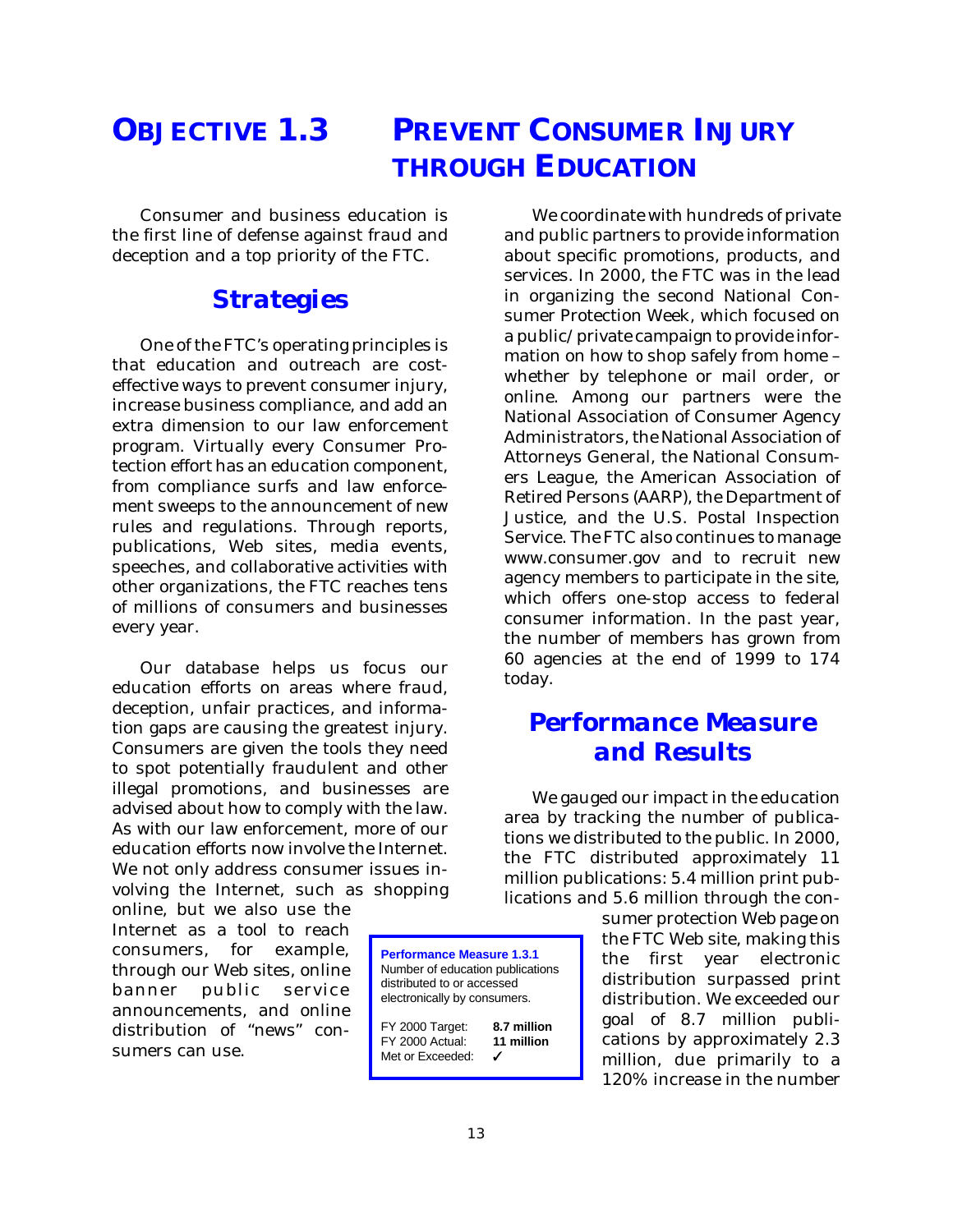# Objective 1.3 Prevent Consumer Injury through Education

Consumer and business education is the first line of defense against fraud and deception and a top priority of the FTC.

## Strategies

One of the FTC's operating principles is that education and outreach are cost-effective ways to prevent consumer injury, increase business compliance, and add an extra dimension to our law enforcement program. Virtually every Consumer Protection effort has an education component, from compliance surfs and law enforcement sweeps to the announcement of new rules and regulations. Through reports, publications, Web sites, media events, speeches, and collaborative activities with other organizations, the FTC reaches tens of millions of consumers and businesses every year.

Our database helps us focus our education efforts on areas where fraud, deception, unfair practices, and information gaps are causing the greatest injury. Consumers are given the tools they need to spot potentially fraudulent and other illegal promotions, and businesses are advised about how to comply with the law. As with our law enforcement, more of our education efforts now involve the Internet. We not only address consumer issues involving the Internet, such as shopping online, but we also use the Internet as a tool to reach consumers, for example, through our Web sites, online banner public service announcements, and online distribution of "news" consumers can use.

We coordinate with hundreds of private and public partners to provide information about specific promotions, products, and services. In 2000, the FTC was in the lead in organizing the second National Consumer Protection Week, which focused on a public/private campaign to provide information on how to shop safely from home – whether by telephone or mail order, or online. Among our partners were the National Association of Consumer Agency Administrators, the National Association of Attorneys General, the National Consumers League, the American Association of Retired Persons (AARP), the Department of Justice, and the U.S. Postal Inspection Service. The FTC also continues to manage www.consumer.gov and to recruit new agency members to participate in the site, which offers one-stop access to federal consumer information. In the past year, the number of members has grown from 60 agencies at the end of 1999 to 174 today.

## Performance Measure and Results

We gauged our impact in the education area by tracking the number of publications we distributed to the public. In 2000, the FTC distributed approximately 11 million publications: 5.4 million print publications and 5.6 million through the consumer protection Web page on the FTC Web site, making this the first year electronic distribution surpassed print distribution. We exceeded our goal of 8.7 million publications by approximately 2.3 million, due primarily to a 120% increase in the number

**Performance Measure 1.3.1**
Number of education publications distributed to or accessed electronically by consumers.

| | |
|---|---|
| FY 2000 Target: | **8.7 million** |
| FY 2000 Actual: | **11 million** |
| Met or Exceeded: | ✓ |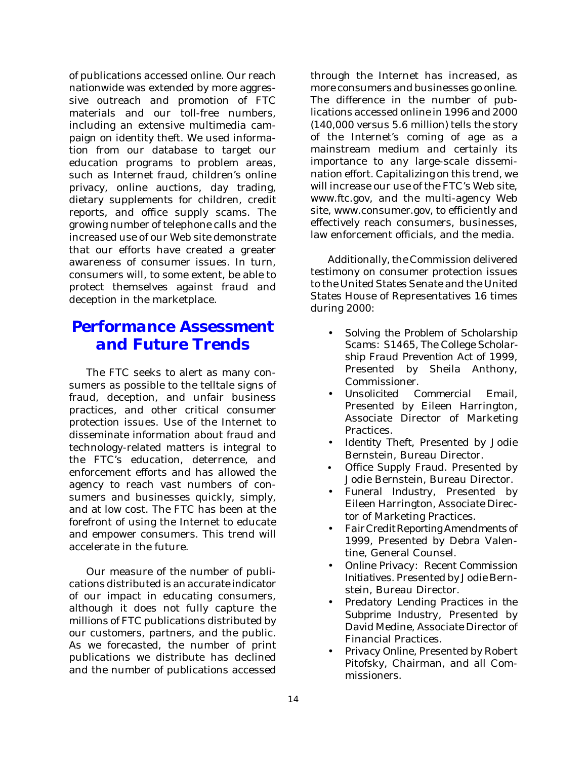of publications accessed online. Our reach nationwide was extended by more aggressive outreach and promotion of FTC materials and our toll-free numbers, including an extensive multimedia campaign on identity theft. We used information from our database to target our education programs to problem areas, such as Internet fraud, children's online privacy, online auctions, day trading, dietary supplements for children, credit reports, and office supply scams. The growing number of telephone calls and the increased use of our Web site demonstrate that our efforts have created a greater awareness of consumer issues. In turn, consumers will, to some extent, be able to protect themselves against fraud and deception in the marketplace.

## Performance Assessment and Future Trends

The FTC seeks to alert as many consumers as possible to the telltale signs of fraud, deception, and unfair business practices, and other critical consumer protection issues. Use of the Internet to disseminate information about fraud and technology-related matters is integral to the FTC's education, deterrence, and enforcement efforts and has allowed the agency to reach vast numbers of consumers and businesses quickly, simply, and at low cost. The FTC has been at the forefront of using the Internet to educate and empower consumers. This trend will accelerate in the future.

Our measure of the number of publications distributed is an accurate indicator of our impact in educating consumers, although it does not fully capture the millions of FTC publications distributed by our customers, partners, and the public. As we forecasted, the number of print publications we distribute has declined and the number of publications accessed through the Internet has increased, as more consumers and businesses go online. The difference in the number of publications accessed online in 1996 and 2000 (140,000 versus 5.6 million) tells the story of the Internet's coming of age as a mainstream medium and certainly its importance to any large-scale dissemination effort. Capitalizing on this trend, we will increase our use of the FTC's Web site, www.ftc.gov, and the multi-agency Web site, www.consumer.gov, to efficiently and effectively reach consumers, businesses, law enforcement officials, and the media.

Additionally, the Commission delivered testimony on consumer protection issues to the United States Senate and the United States House of Representatives 16 times during 2000:

- Solving the Problem of Scholarship Scams: S1465, The College Scholarship Fraud Prevention Act of 1999, Presented by Sheila Anthony, Commissioner.
- Unsolicited Commercial Email, Presented by Eileen Harrington, Associate Director of Marketing Practices.
- Identity Theft, Presented by Jodie Bernstein, Bureau Director.
- Office Supply Fraud. Presented by Jodie Bernstein, Bureau Director.
- Funeral Industry, Presented by Eileen Harrington, Associate Director of Marketing Practices.
- Fair Credit Reporting Amendments of 1999, Presented by Debra Valentine, General Counsel.
- Online Privacy: Recent Commission Initiatives. Presented by Jodie Bernstein, Bureau Director.
- Predatory Lending Practices in the Subprime Industry, Presented by David Medine, Associate Director of Financial Practices.
- Privacy Online, Presented by Robert Pitofsky, Chairman, and all Commissioners.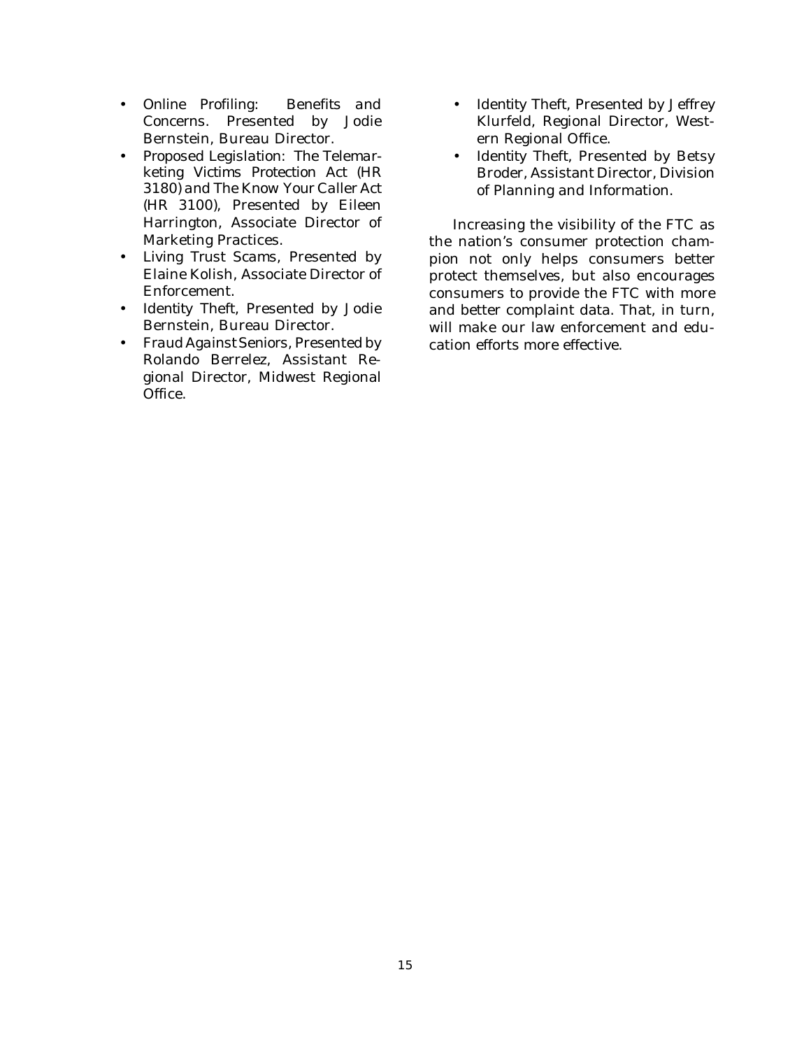- Online Profiling: Benefits and Concerns. Presented by Jodie Bernstein, Bureau Director.
- Proposed Legislation: The Telemarketing Victims Protection Act (HR 3180) and The Know Your Caller Act (HR 3100), Presented by Eileen Harrington, Associate Director of Marketing Practices.
- Living Trust Scams, Presented by Elaine Kolish, Associate Director of Enforcement.
- Identity Theft, Presented by Jodie Bernstein, Bureau Director.
- Fraud Against Seniors, Presented by Rolando Berrelez, Assistant Regional Director, Midwest Regional Office.
- Identity Theft, Presented by Jeffrey Klurfeld, Regional Director, Western Regional Office.
- Identity Theft, Presented by Betsy Broder, Assistant Director, Division of Planning and Information.

Increasing the visibility of the FTC as the nation's consumer protection champion not only helps consumers better protect themselves, but also encourages consumers to provide the FTC with more and better complaint data. That, in turn, will make our law enforcement and education efforts more effective.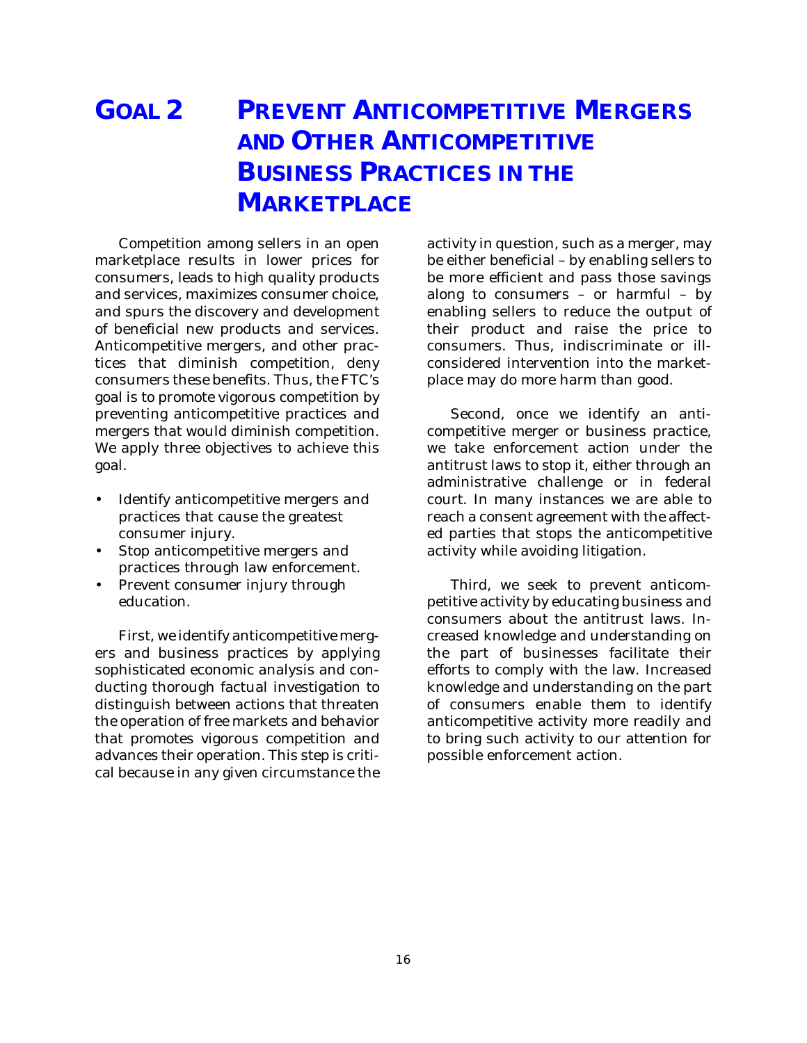# GOAL 2 PREVENT ANTICOMPETITIVE MERGERS AND OTHER ANTICOMPETITIVE BUSINESS PRACTICES IN THE MARKETPLACE

Competition among sellers in an open marketplace results in lower prices for consumers, leads to high quality products and services, maximizes consumer choice, and spurs the discovery and development of beneficial new products and services. Anticompetitive mergers, and other practices that diminish competition, deny consumers these benefits. Thus, the FTC's goal is to promote vigorous competition by preventing anticompetitive practices and mergers that would diminish competition. We apply three objectives to achieve this goal.

- Identify anticompetitive mergers and practices that cause the greatest consumer injury.
- Stop anticompetitive mergers and practices through law enforcement.
- Prevent consumer injury through education.

First, we identify anticompetitive mergers and business practices by applying sophisticated economic analysis and conducting thorough factual investigation to distinguish between actions that threaten the operation of free markets and behavior that promotes vigorous competition and advances their operation. This step is critical because in any given circumstance the activity in question, such as a merger, may be either beneficial – by enabling sellers to be more efficient and pass those savings along to consumers – or harmful – by enabling sellers to reduce the output of their product and raise the price to consumers. Thus, indiscriminate or ill-considered intervention into the marketplace may do more harm than good.

Second, once we identify an anticompetitive merger or business practice, we take enforcement action under the antitrust laws to stop it, either through an administrative challenge or in federal court. In many instances we are able to reach a consent agreement with the affected parties that stops the anticompetitive activity while avoiding litigation.

Third, we seek to prevent anticompetitive activity by educating business and consumers about the antitrust laws. Increased knowledge and understanding on the part of businesses facilitate their efforts to comply with the law. Increased knowledge and understanding on the part of consumers enable them to identify anticompetitive activity more readily and to bring such activity to our attention for possible enforcement action.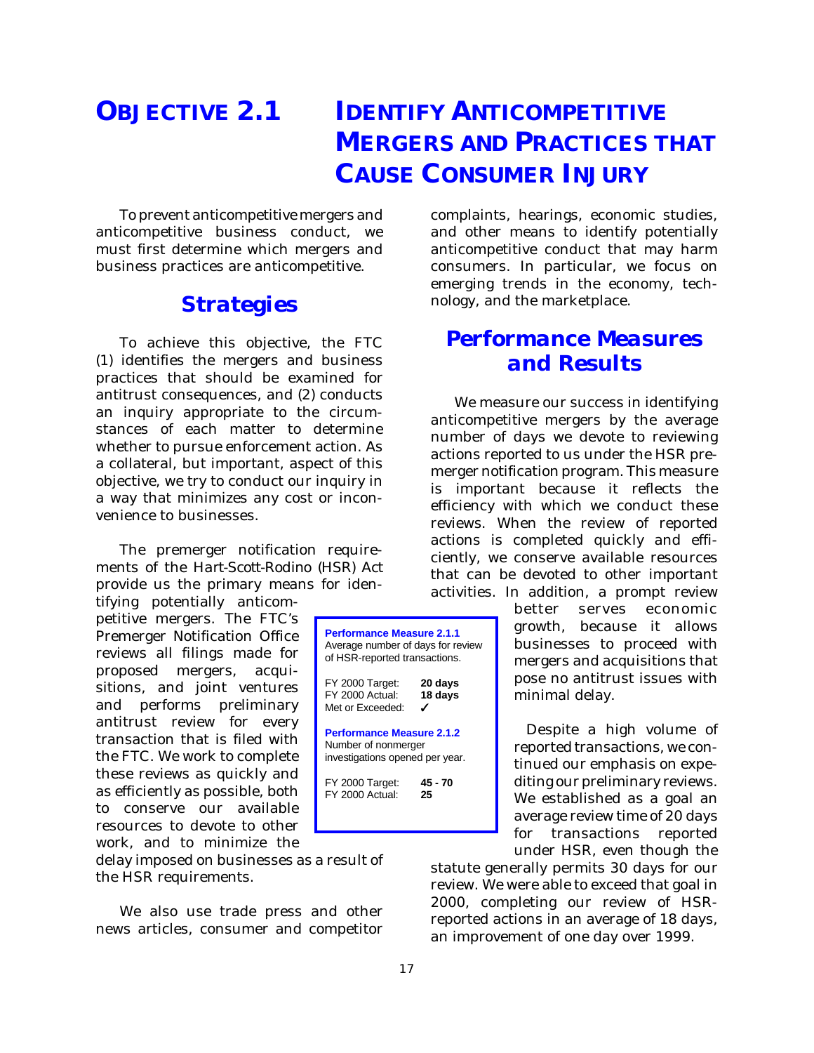# OBJECTIVE 2.1 IDENTIFY ANTICOMPETITIVE MERGERS AND PRACTICES THAT CAUSE CONSUMER INJURY

To prevent anticompetitive mergers and anticompetitive business conduct, we must first determine which mergers and business practices are anticompetitive.

## Strategies

To achieve this objective, the FTC (1) identifies the mergers and business practices that should be examined for antitrust consequences, and (2) conducts an inquiry appropriate to the circumstances of each matter to determine whether to pursue enforcement action. As a collateral, but important, aspect of this objective, we try to conduct our inquiry in a way that minimizes any cost or inconvenience to businesses.

The premerger notification requirements of the Hart-Scott-Rodino (HSR) Act provide us the primary means for identifying potentially anticompetitive mergers. The FTC's Premerger Notification Office reviews all filings made for proposed mergers, acquisitions, and joint ventures and performs preliminary antitrust review for every transaction that is filed with the FTC. We work to complete these reviews as quickly and as efficiently as possible, both to conserve our available resources to devote to other work, and to minimize the delay imposed on businesses as a result of the HSR requirements.

We also use trade press and other news articles, consumer and competitor complaints, hearings, economic studies, and other means to identify potentially anticompetitive conduct that may harm consumers. In particular, we focus on emerging trends in the economy, technology, and the marketplace.

## Performance Measures and Results

We measure our success in identifying anticompetitive mergers by the average number of days we devote to reviewing actions reported to us under the HSR premerger notification program. This measure is important because it reflects the efficiency with which we conduct these reviews. When the review of reported actions is completed quickly and efficiently, we conserve available resources that can be devoted to other important activities. In addition, a prompt review better serves economic growth, because it allows businesses to proceed with mergers and acquisitions that pose no antitrust issues with minimal delay.

**Performance Measure 2.1.1**
Average number of days for review of HSR-reported transactions.

| | |
|---|---|
| FY 2000 Target: | **20 days** |
| FY 2000 Actual: | **18 days** |
| Met or Exceeded: | ✓ |

**Performance Measure 2.1.2**
Number of nonmerger investigations opened per year.

| | |
|---|---|
| FY 2000 Target: | **45 - 70** |
| FY 2000 Actual: | **25** |

Despite a high volume of reported transactions, we continued our emphasis on expediting our preliminary reviews. We established as a goal an average review time of 20 days for transactions reported under HSR, even though the statute generally permits 30 days for our review. We were able to exceed that goal in 2000, completing our review of HSR-reported actions in an average of 18 days, an improvement of one day over 1999.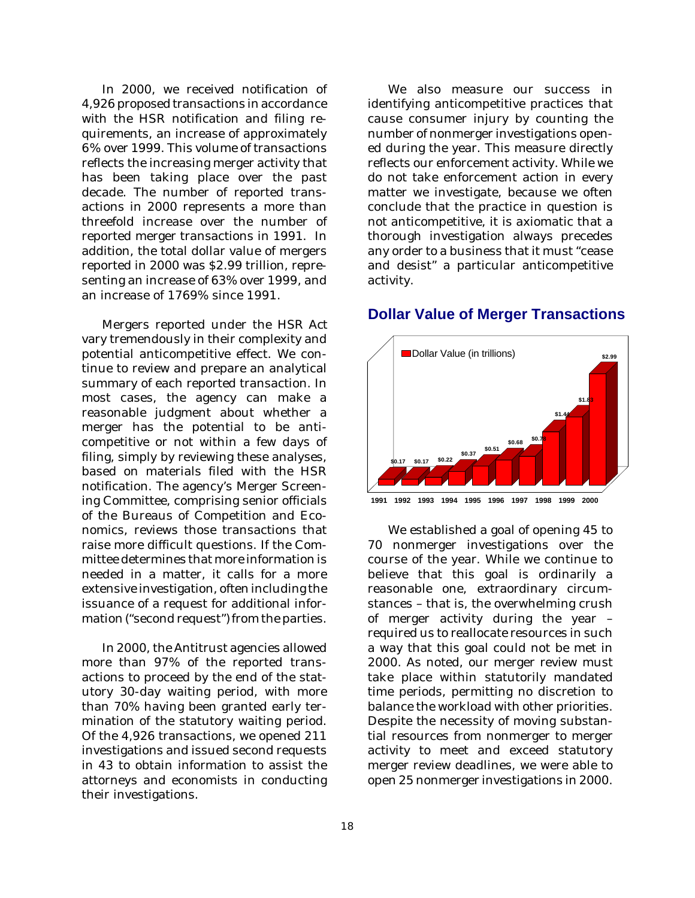In 2000, we received notification of 4,926 proposed transactions in accordance with the HSR notification and filing requirements, an increase of approximately 6% over 1999. This volume of transactions reflects the increasing merger activity that has been taking place over the past decade. The number of reported transactions in 2000 represents a more than threefold increase over the number of reported merger transactions in 1991. In addition, the total dollar value of mergers reported in 2000 was $2.99 trillion, representing an increase of 63% over 1999, and an increase of 1769% since 1991.

Mergers reported under the HSR Act vary tremendously in their complexity and potential anticompetitive effect. We continue to review and prepare an analytical summary of each reported transaction. In most cases, the agency can make a reasonable judgment about whether a merger has the potential to be anticompetitive or not within a few days of filing, simply by reviewing these analyses, based on materials filed with the HSR notification. The agency's Merger Screening Committee, comprising senior officials of the Bureaus of Competition and Economics, reviews those transactions that raise more difficult questions. If the Committee determines that more information is needed in a matter, it calls for a more extensive investigation, often including the issuance of a request for additional information ("second request") from the parties.

In 2000, the Antitrust agencies allowed more than 97% of the reported transactions to proceed by the end of the statutory 30-day waiting period, with more than 70% having been granted early termination of the statutory waiting period. Of the 4,926 transactions, we opened 211 investigations and issued second requests in 43 to obtain information to assist the attorneys and economists in conducting their investigations.

We also measure our success in identifying anticompetitive practices that cause consumer injury by counting the number of nonmerger investigations opened during the year. This measure directly reflects our enforcement activity. While we do not take enforcement action in every matter we investigate, because we often conclude that the practice in question is not anticompetitive, it is axiomatic that a thorough investigation always precedes any order to a business that it must "cease and desist" a particular anticompetitive activity.

## Dollar Value of Merger Transactions

| Year | Dollar Value (in trillions) |
|---|---|
| 1991 | $0.17 |
| 1992 | $0.17 |
| 1993 | $0.22 |
| 1994 | $0.37 |
| 1995 | $0.51 |
| 1996 | $0.68 |
| 1997 | $0.7 |
| 1998 | $1.44 |
| 1999 | $1.8 |
| 2000 | $2.99 |

We established a goal of opening 45 to 70 nonmerger investigations over the course of the year. While we continue to believe that this goal is ordinarily a reasonable one, extraordinary circumstances – that is, the overwhelming crush of merger activity during the year – required us to reallocate resources in such a way that this goal could not be met in 2000. As noted, our merger review must take place within statutorily mandated time periods, permitting no discretion to balance the workload with other priorities. Despite the necessity of moving substantial resources from nonmerger to merger activity to meet and exceed statutory merger review deadlines, we were able to open 25 nonmerger investigations in 2000.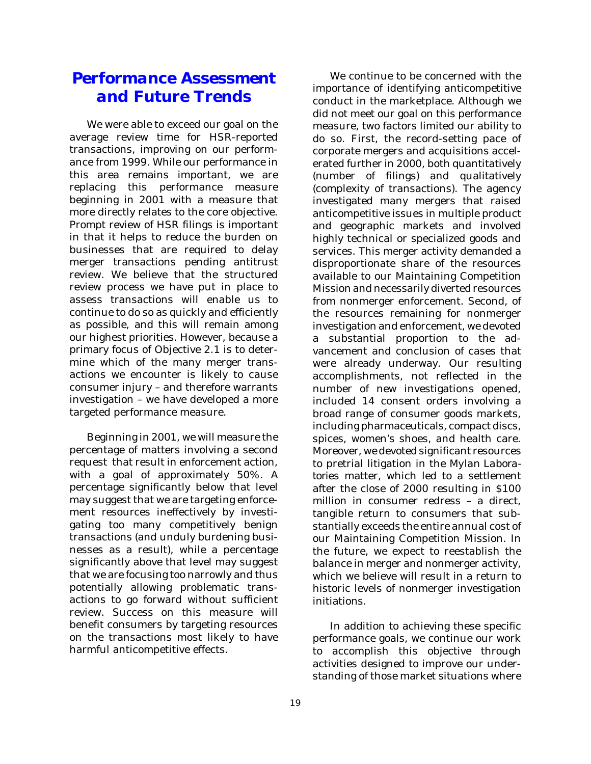## Performance Assessment and Future Trends

We were able to exceed our goal on the average review time for HSR-reported transactions, improving on our performance from 1999. While our performance in this area remains important, we are replacing this performance measure beginning in 2001 with a measure that more directly relates to the core objective. Prompt review of HSR filings is important in that it helps to reduce the burden on businesses that are required to delay merger transactions pending antitrust review. We believe that the structured review process we have put in place to assess transactions will enable us to continue to do so as quickly and efficiently as possible, and this will remain among our highest priorities. However, because a primary focus of Objective 2.1 is to determine which of the many merger transactions we encounter is likely to cause consumer injury – and therefore warrants investigation – we have developed a more targeted performance measure.

Beginning in 2001, we will measure the percentage of matters involving a second request that result in enforcement action, with a goal of approximately 50%. A percentage significantly below that level may suggest that we are targeting enforcement resources ineffectively by investigating too many competitively benign transactions (and unduly burdening businesses as a result), while a percentage significantly above that level may suggest that we are focusing too narrowly and thus potentially allowing problematic transactions to go forward without sufficient review. Success on this measure will benefit consumers by targeting resources on the transactions most likely to have harmful anticompetitive effects.

We continue to be concerned with the importance of identifying anticompetitive conduct in the marketplace. Although we did not meet our goal on this performance measure, two factors limited our ability to do so. First, the record-setting pace of corporate mergers and acquisitions accelerated further in 2000, both quantitatively (number of filings) and qualitatively (complexity of transactions). The agency investigated many mergers that raised anticompetitive issues in multiple product and geographic markets and involved highly technical or specialized goods and services. This merger activity demanded a disproportionate share of the resources available to our Maintaining Competition Mission and necessarily diverted resources from nonmerger enforcement. Second, of the resources remaining for nonmerger investigation and enforcement, we devoted a substantial proportion to the advancement and conclusion of cases that were already underway. Our resulting accomplishments, not reflected in the number of new investigations opened, included 14 consent orders involving a broad range of consumer goods markets, including pharmaceuticals, compact discs, spices, women's shoes, and health care. Moreover, we devoted significant resources to pretrial litigation in the *Mylan Laboratories* matter, which led to a settlement after the close of 2000 resulting in $100 million in consumer redress – a direct, tangible return to consumers that substantially exceeds the entire annual cost of our Maintaining Competition Mission. In the future, we expect to reestablish the balance in merger and nonmerger activity, which we believe will result in a return to historic levels of nonmerger investigation initiations.

In addition to achieving these specific performance goals, we continue our work to accomplish this objective through activities designed to improve our understanding of those market situations where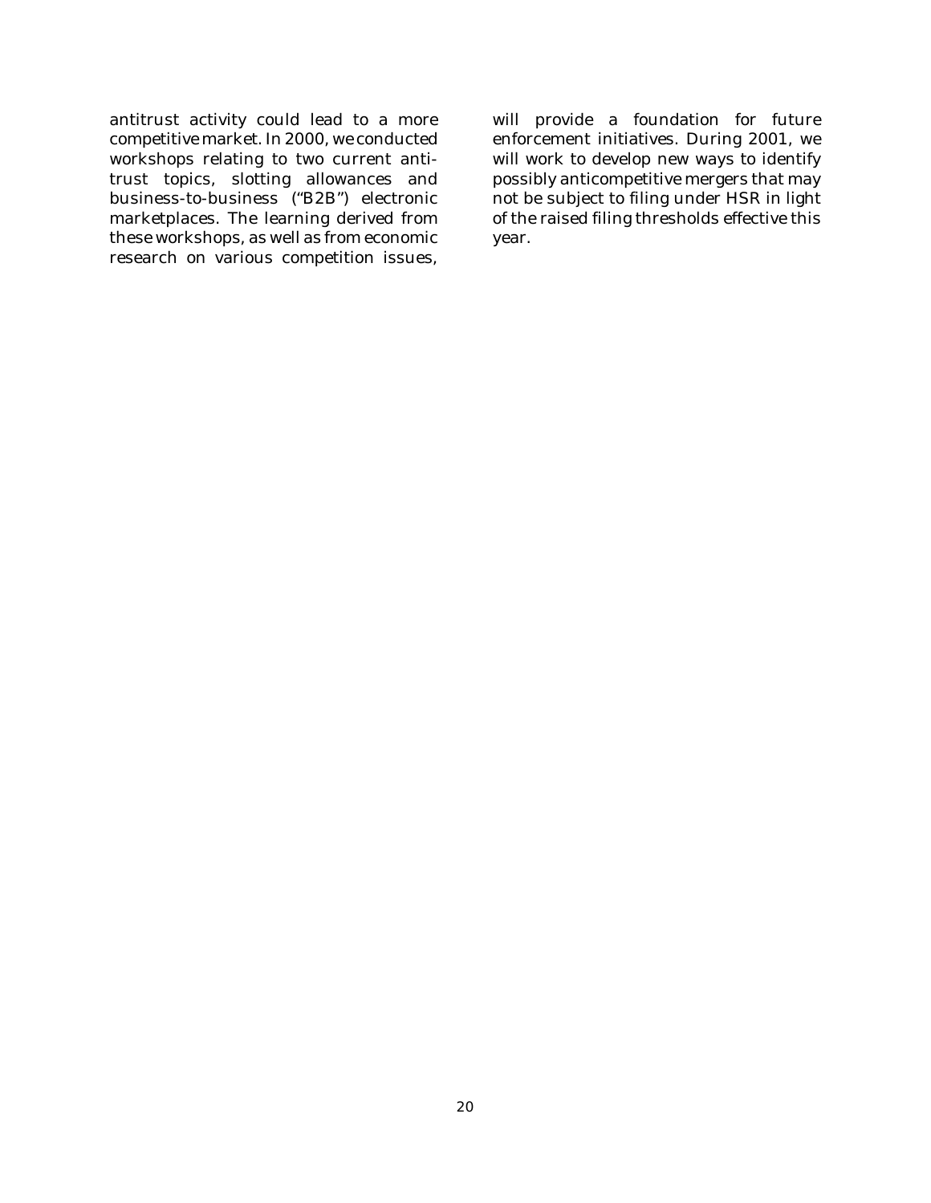antitrust activity could lead to a more competitive market. In 2000, we conducted workshops relating to two current antitrust topics, slotting allowances and business-to-business ("B2B") electronic marketplaces. The learning derived from these workshops, as well as from economic research on various competition issues, will provide a foundation for future enforcement initiatives. During 2001, we will work to develop new ways to identify possibly anticompetitive mergers that may not be subject to filing under HSR in light of the raised filing thresholds effective this year.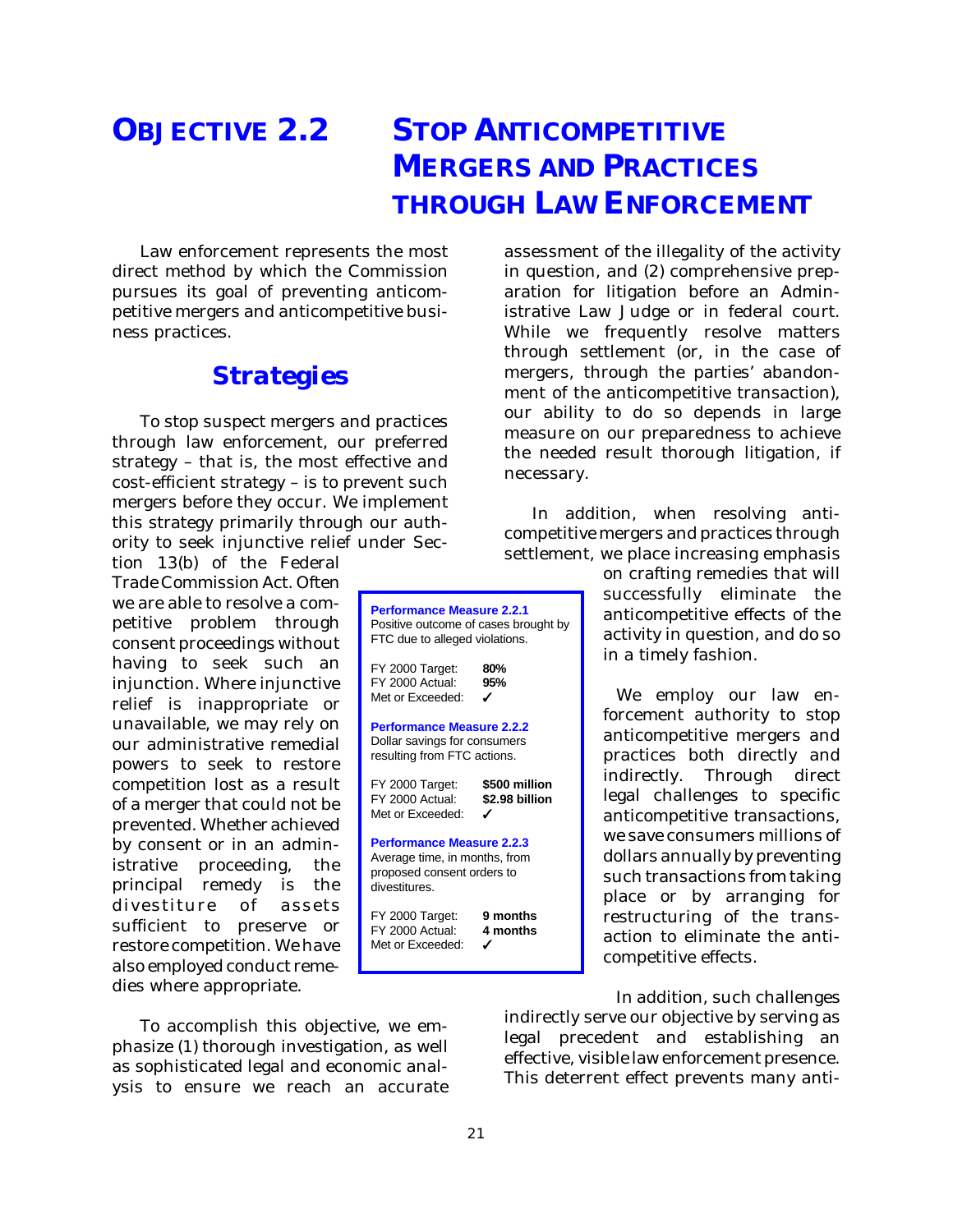# OBJECTIVE 2.2 STOP ANTICOMPETITIVE MERGERS AND PRACTICES THROUGH LAW ENFORCEMENT

Law enforcement represents the most direct method by which the Commission pursues its goal of preventing anticompetitive mergers and anticompetitive business practices.

## Strategies

To stop suspect mergers and practices through law enforcement, our preferred strategy – that is, the most effective and cost-efficient strategy – is to prevent such mergers before they occur. We implement this strategy primarily through our authority to seek injunctive relief under Section 13(b) of the Federal Trade Commission Act. Often we are able to resolve a competitive problem through consent proceedings without having to seek such an injunction. Where injunctive relief is inappropriate or unavailable, we may rely on our administrative remedial powers to seek to restore competition lost as a result of a merger that could not be prevented. Whether achieved by consent or in an administrative proceeding, the principal remedy is the divestiture of assets sufficient to preserve or restore competition. We have also employed conduct remedies where appropriate.

To accomplish this objective, we emphasize (1) thorough investigation, as well as sophisticated legal and economic analysis to ensure we reach an accurate assessment of the illegality of the activity in question, and (2) comprehensive preparation for litigation before an Administrative Law Judge or in federal court. While we frequently resolve matters through settlement (or, in the case of mergers, through the parties' abandonment of the anticompetitive transaction), our ability to do so depends in large measure on our preparedness to achieve the needed result thorough litigation, if necessary.

In addition, when resolving anticompetitive mergers and practices through settlement, we place increasing emphasis on crafting remedies that will successfully eliminate the anticompetitive effects of the activity in question, and do so in a timely fashion.

We employ our law enforcement authority to stop anticompetitive mergers and practices both directly and indirectly. Through direct legal challenges to specific anticompetitive transactions, we save consumers millions of dollars annually by preventing such transactions from taking place or by arranging for restructuring of the transaction to eliminate the anticompetitive effects.

In addition, such challenges indirectly serve our objective by serving as legal precedent and establishing an effective, visible law enforcement presence. This deterrent effect prevents many anti-

**Performance Measure 2.2.1**
Positive outcome of cases brought by FTC due to alleged violations.

| | |
|---|---|
| FY 2000 Target: | **80%** |
| FY 2000 Actual: | **95%** |
| Met or Exceeded: | ✓ |

**Performance Measure 2.2.2**
Dollar savings for consumers resulting from FTC actions.

| | |
|---|---|
| FY 2000 Target: | **$500 million** |
| FY 2000 Actual: | **$2.98 billion** |
| Met or Exceeded: | ✓ |

**Performance Measure 2.2.3**
Average time, in months, from proposed consent orders to divestitures.

| | |
|---|---|
| FY 2000 Target: | **9 months** |
| FY 2000 Actual: | **4 months** |
| Met or Exceeded: | ✓ |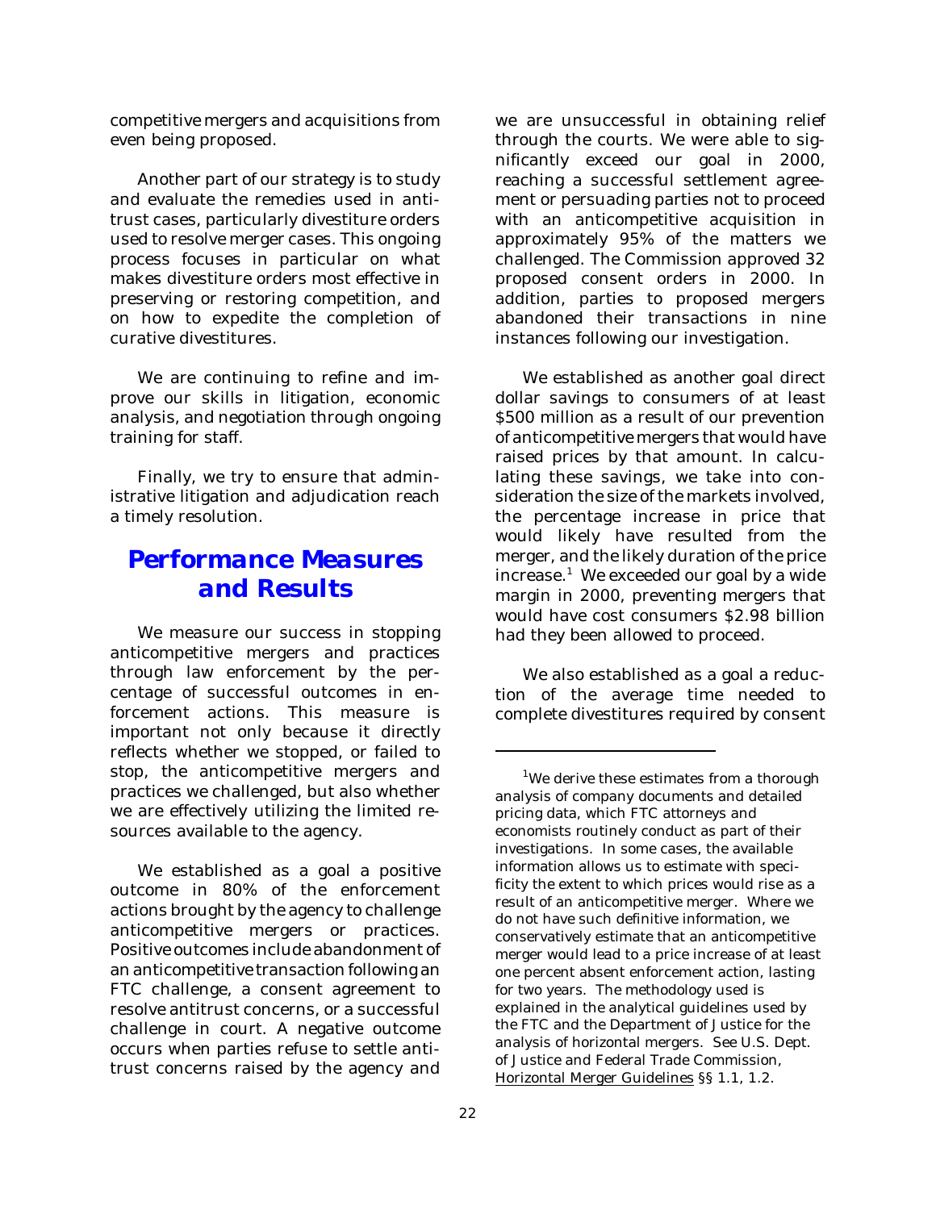competitive mergers and acquisitions from even being proposed.

Another part of our strategy is to study and evaluate the remedies used in antitrust cases, particularly divestiture orders used to resolve merger cases. This ongoing process focuses in particular on what makes divestiture orders most effective in preserving or restoring competition, and on how to expedite the completion of curative divestitures.

We are continuing to refine and improve our skills in litigation, economic analysis, and negotiation through ongoing training for staff.

Finally, we try to ensure that administrative litigation and adjudication reach a timely resolution.

## *Performance Measures and Results*

We measure our success in stopping anticompetitive mergers and practices through law enforcement by the percentage of successful outcomes in enforcement actions. This measure is important not only because it directly reflects whether we stopped, or failed to stop, the anticompetitive mergers and practices we challenged, but also whether we are effectively utilizing the limited resources available to the agency.

We established as a goal a positive outcome in 80% of the enforcement actions brought by the agency to challenge anticompetitive mergers or practices. Positive outcomes include abandonment of an anticompetitive transaction following an FTC challenge, a consent agreement to resolve antitrust concerns, or a successful challenge in court. A negative outcome occurs when parties refuse to settle antitrust concerns raised by the agency and we are unsuccessful in obtaining relief through the courts. We were able to significantly exceed our goal in 2000, reaching a successful settlement agreement or persuading parties not to proceed with an anticompetitive acquisition in approximately 95% of the matters we challenged. The Commission approved 32 proposed consent orders in 2000. In addition, parties to proposed mergers abandoned their transactions in nine instances following our investigation.

We established as another goal direct dollar savings to consumers of at least $500 million as a result of our prevention of anticompetitive mergers that would have raised prices by that amount. In calculating these savings, we take into consideration the size of the markets involved, the percentage increase in price that would likely have resulted from the merger, and the likely duration of the price increase.[1] We exceeded our goal by a wide margin in 2000, preventing mergers that would have cost consumers $2.98 billion had they been allowed to proceed.

We also established as a goal a reduction of the average time needed to complete divestitures required by consent

---

[1]We derive these estimates from a thorough analysis of company documents and detailed pricing data, which FTC attorneys and economists routinely conduct as part of their investigations. In some cases, the available information allows us to estimate with specificity the extent to which prices would rise as a result of an anticompetitive merger. Where we do not have such definitive information, we conservatively estimate that an anticompetitive merger would lead to a price increase of at least one percent absent enforcement action, lasting for two years. The methodology used is explained in the analytical guidelines used by the FTC and the Department of Justice for the analysis of horizontal mergers. See U.S. Dept. of Justice and Federal Trade Commission, Horizontal Merger Guidelines §§ 1.1, 1.2.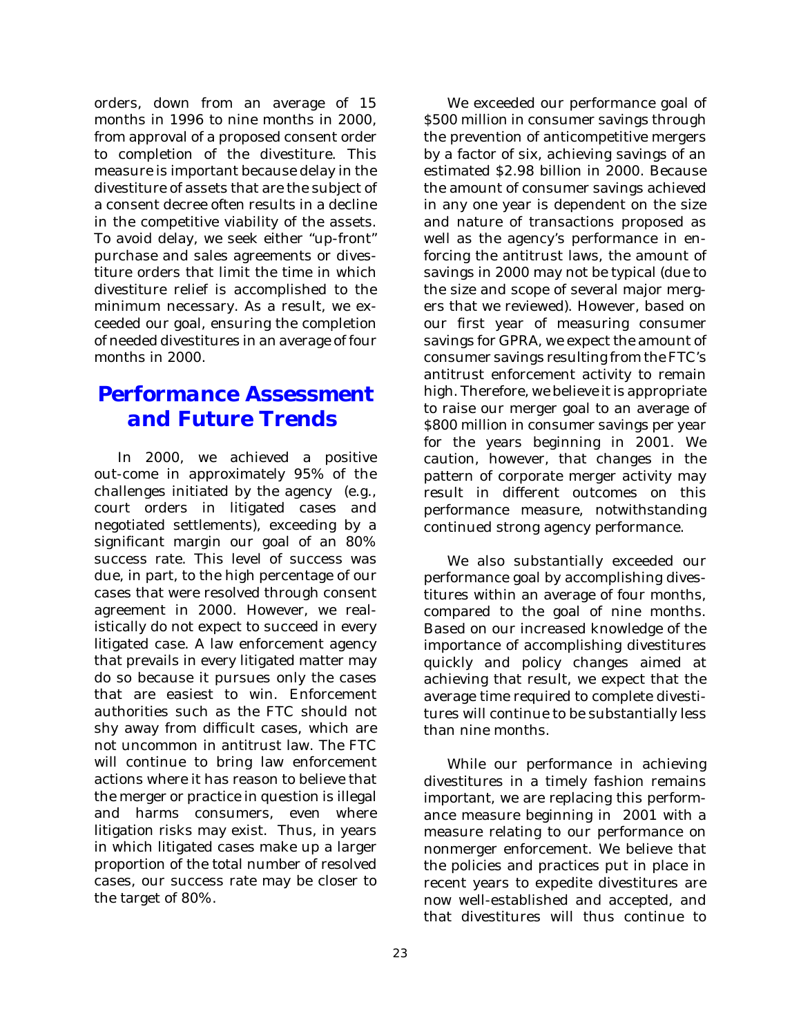orders, down from an average of 15 months in 1996 to nine months in 2000, from approval of a proposed consent order to completion of the divestiture. This measure is important because delay in the divestiture of assets that are the subject of a consent decree often results in a decline in the competitive viability of the assets. To avoid delay, we seek either "up-front" purchase and sales agreements or divestiture orders that limit the time in which divestiture relief is accomplished to the minimum necessary. As a result, we exceeded our goal, ensuring the completion of needed divestitures in an average of four months in 2000.

## Performance Assessment and Future Trends

In 2000, we achieved a positive out-come in approximately 95% of the challenges initiated by the agency (e.g., court orders in litigated cases and negotiated settlements), exceeding by a significant margin our goal of an 80% success rate. This level of success was due, in part, to the high percentage of our cases that were resolved through consent agreement in 2000. However, we realistically do not expect to succeed in every litigated case. A law enforcement agency that prevails in every litigated matter may do so because it pursues only the cases that are easiest to win. Enforcement authorities such as the FTC should not shy away from difficult cases, which are not uncommon in antitrust law. The FTC will continue to bring law enforcement actions where it has reason to believe that the merger or practice in question is illegal and harms consumers, even where litigation risks may exist. Thus, in years in which litigated cases make up a larger proportion of the total number of resolved cases, our success rate may be closer to the target of 80%.

We exceeded our performance goal of $500 million in consumer savings through the prevention of anticompetitive mergers by a factor of six, achieving savings of an estimated $2.98 billion in 2000. Because the amount of consumer savings achieved in any one year is dependent on the size and nature of transactions proposed as well as the agency's performance in enforcing the antitrust laws, the amount of savings in 2000 may not be typical (due to the size and scope of several major mergers that we reviewed). However, based on our first year of measuring consumer savings for GPRA, we expect the amount of consumer savings resulting from the FTC's antitrust enforcement activity to remain high. Therefore, we believe it is appropriate to raise our merger goal to an average of $800 million in consumer savings per year for the years beginning in 2001. We caution, however, that changes in the pattern of corporate merger activity may result in different outcomes on this performance measure, notwithstanding continued strong agency performance.

We also substantially exceeded our performance goal by accomplishing divestitures within an average of four months, compared to the goal of nine months. Based on our increased knowledge of the importance of accomplishing divestitures quickly and policy changes aimed at achieving that result, we expect that the average time required to complete divestitures will continue to be substantially less than nine months.

While our performance in achieving divestitures in a timely fashion remains important, we are replacing this performance measure beginning in 2001 with a measure relating to our performance on nonmerger enforcement. We believe that the policies and practices put in place in recent years to expedite divestitures are now well-established and accepted, and that divestitures will thus continue to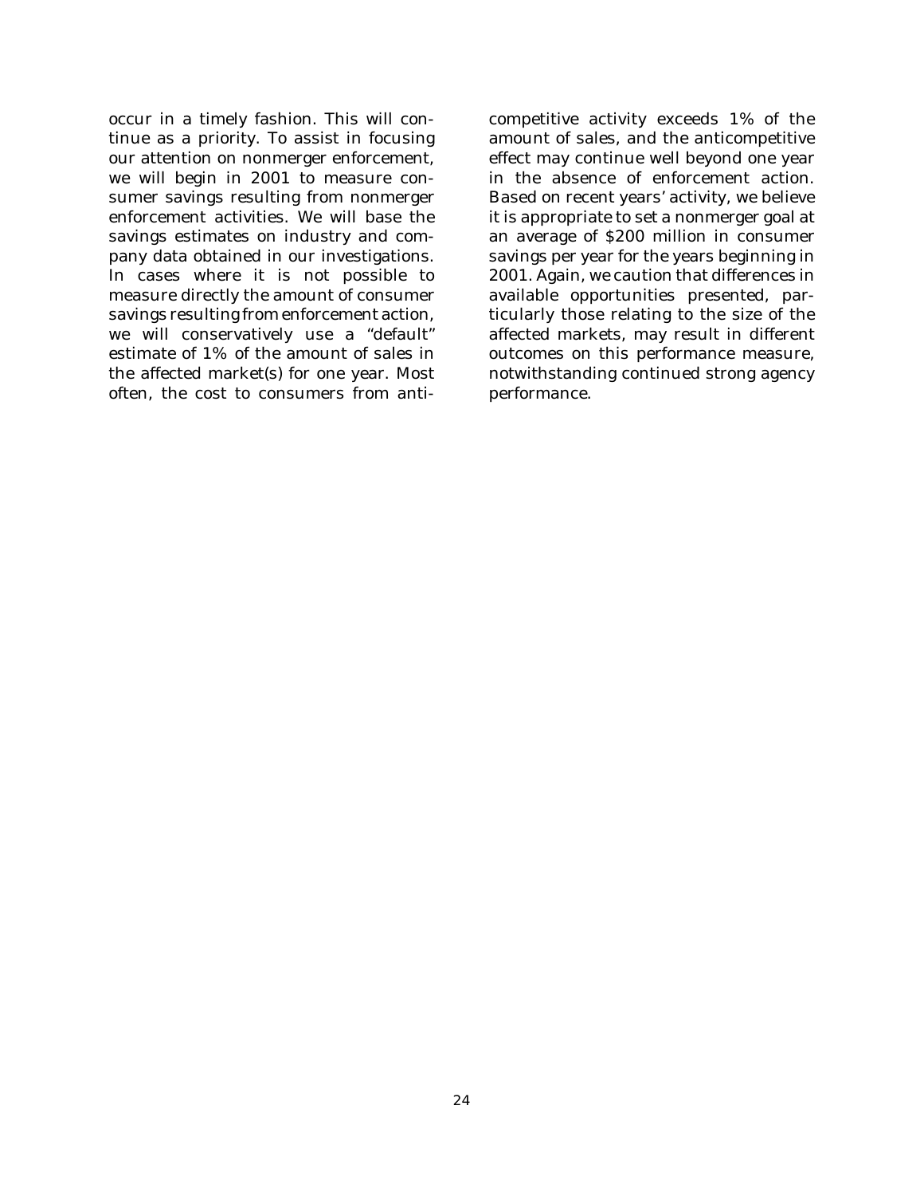occur in a timely fashion. This will continue as a priority. To assist in focusing our attention on nonmerger enforcement, we will begin in 2001 to measure consumer savings resulting from nonmerger enforcement activities. We will base the savings estimates on industry and company data obtained in our investigations. In cases where it is not possible to measure directly the amount of consumer savings resulting from enforcement action, we will conservatively use a "default" estimate of 1% of the amount of sales in the affected market(s) for one year. Most often, the cost to consumers from anticompetitive activity exceeds 1% of the amount of sales, and the anticompetitive effect may continue well beyond one year in the absence of enforcement action. Based on recent years' activity, we believe it is appropriate to set a nonmerger goal at an average of $200 million in consumer savings per year for the years beginning in 2001. Again, we caution that differences in available opportunities presented, particularly those relating to the size of the affected markets, may result in different outcomes on this performance measure, notwithstanding continued strong agency performance.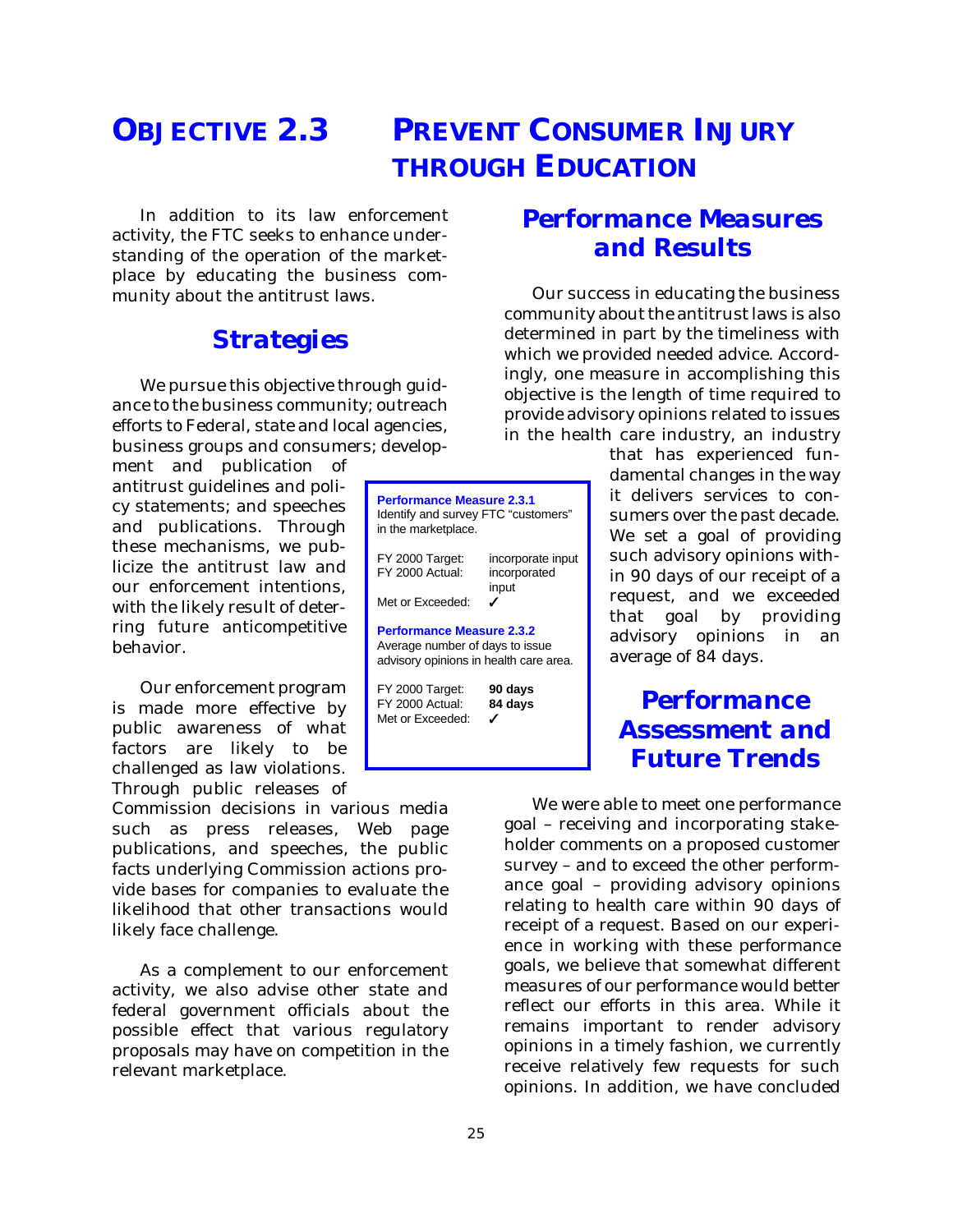# OBJECTIVE 2.3 PREVENT CONSUMER INJURY THROUGH EDUCATION

In addition to its law enforcement activity, the FTC seeks to enhance understanding of the operation of the marketplace by educating the business community about the antitrust laws.

## Strategies

We pursue this objective through guidance to the business community; outreach efforts to Federal, state and local agencies, business groups and consumers; development and publication of antitrust guidelines and policy statements; and speeches and publications. Through these mechanisms, we publicize the antitrust law and our enforcement intentions, with the likely result of deterring future anticompetitive behavior.

Our enforcement program is made more effective by public awareness of what factors are likely to be challenged as law violations. Through public releases of Commission decisions in various media such as press releases, Web page publications, and speeches, the public facts underlying Commission actions provide bases for companies to evaluate the likelihood that other transactions would likely face challenge.

As a complement to our enforcement activity, we also advise other state and federal government officials about the possible effect that various regulatory proposals may have on competition in the relevant marketplace.

## Performance Measures and Results

Our success in educating the business community about the antitrust laws is also determined in part by the timeliness with which we provided needed advice. Accordingly, one measure in accomplishing this objective is the length of time required to provide advisory opinions related to issues in the health care industry, an industry that has experienced fundamental changes in the way it delivers services to consumers over the past decade. We set a goal of providing such advisory opinions within 90 days of our receipt of a request, and we exceeded that goal by providing advisory opinions in an average of 84 days.

**Performance Measure 2.3.1**
Identify and survey FTC "customers" in the marketplace.

| | |
|---|---|
| FY 2000 Target: | incorporate input |
| FY 2000 Actual: | incorporated input |
| Met or Exceeded: | ✓ |

**Performance Measure 2.3.2**
Average number of days to issue advisory opinions in health care area.

| | |
|---|---|
| FY 2000 Target: | **90 days** |
| FY 2000 Actual: | **84 days** |
| Met or Exceeded: | ✓ |

## Performance Assessment and Future Trends

We were able to meet one performance goal – receiving and incorporating stakeholder comments on a proposed customer survey – and to exceed the other performance goal – providing advisory opinions relating to health care within 90 days of receipt of a request. Based on our experience in working with these performance goals, we believe that somewhat different measures of our performance would better reflect our efforts in this area. While it remains important to render advisory opinions in a timely fashion, we currently receive relatively few requests for such opinions. In addition, we have concluded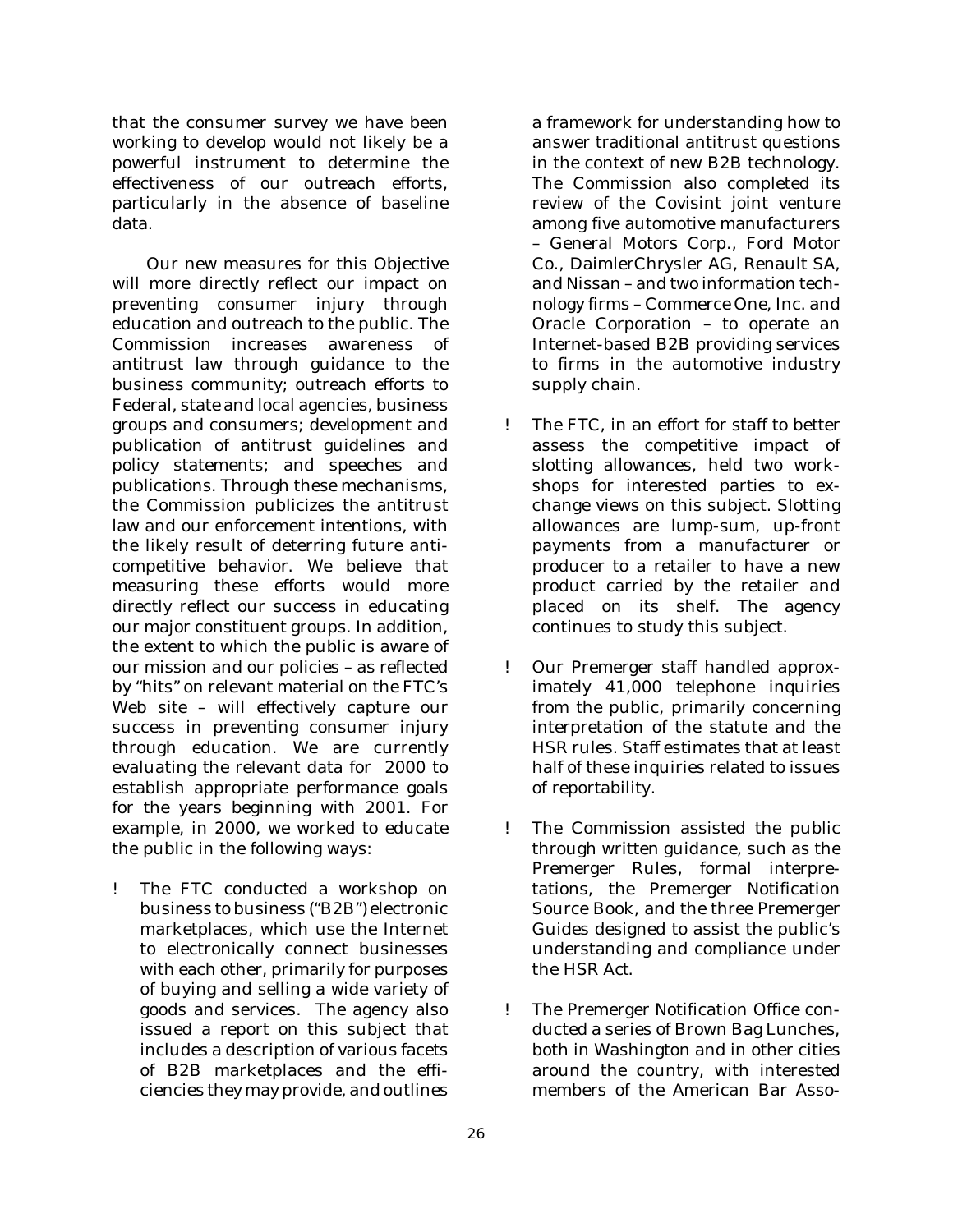that the consumer survey we have been working to develop would not likely be a powerful instrument to determine the effectiveness of our outreach efforts, particularly in the absence of baseline data.

Our new measures for this Objective will more directly reflect our impact on preventing consumer injury through education and outreach to the public. The Commission increases awareness of antitrust law through guidance to the business community; outreach efforts to Federal, state and local agencies, business groups and consumers; development and publication of antitrust guidelines and policy statements; and speeches and publications. Through these mechanisms, the Commission publicizes the antitrust law and our enforcement intentions, with the likely result of deterring future anticompetitive behavior. We believe that measuring these efforts would more directly reflect our success in educating our major constituent groups. In addition, the extent to which the public is aware of our mission and our policies – as reflected by "hits" on relevant material on the FTC's Web site – will effectively capture our success in preventing consumer injury through education. We are currently evaluating the relevant data for 2000 to establish appropriate performance goals for the years beginning with 2001. For example, in 2000, we worked to educate the public in the following ways:

- The FTC conducted a workshop on business to business ("B2B") electronic marketplaces, which use the Internet to electronically connect businesses with each other, primarily for purposes of buying and selling a wide variety of goods and services. The agency also issued a report on this subject that includes a description of various facets of B2B marketplaces and the efficiencies they may provide, and outlines a framework for understanding how to answer traditional antitrust questions in the context of new B2B technology. The Commission also completed its review of the Covisint joint venture among five automotive manufacturers – General Motors Corp., Ford Motor Co., DaimlerChrysler AG, Renault SA, and Nissan – and two information technology firms – Commerce One, Inc. and Oracle Corporation – to operate an Internet-based B2B providing services to firms in the automotive industry supply chain.
- The FTC, in an effort for staff to better assess the competitive impact of slotting allowances, held two workshops for interested parties to exchange views on this subject. Slotting allowances are lump-sum, up-front payments from a manufacturer or producer to a retailer to have a new product carried by the retailer and placed on its shelf. The agency continues to study this subject.
- Our Premerger staff handled approximately 41,000 telephone inquiries from the public, primarily concerning interpretation of the statute and the HSR rules. Staff estimates that at least half of these inquiries related to issues of reportability.
- The Commission assisted the public through written guidance, such as the Premerger Rules, formal interpretations, the Premerger Notification Source Book, and the three Premerger Guides designed to assist the public's understanding and compliance under the HSR Act.
- The Premerger Notification Office conducted a series of Brown Bag Lunches, both in Washington and in other cities around the country, with interested members of the American Bar Asso-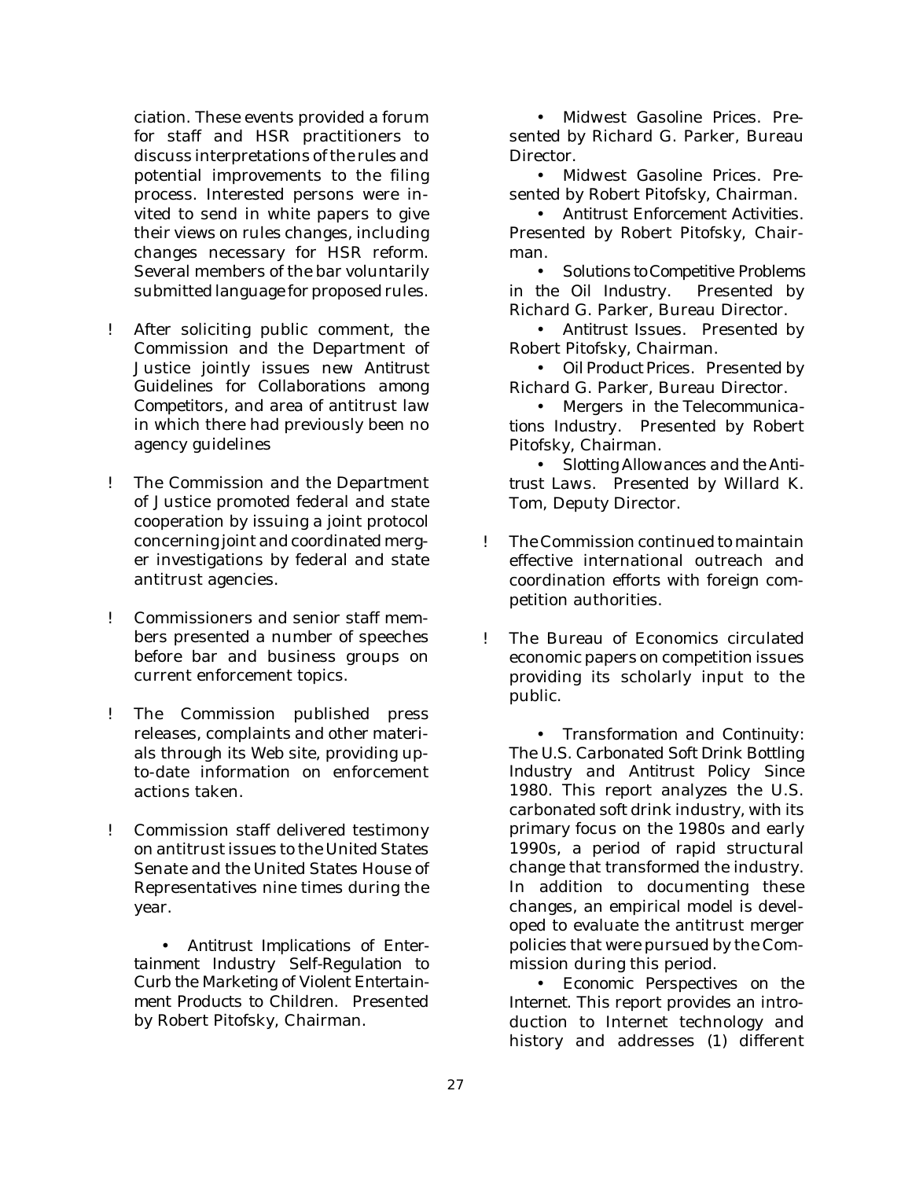ciation. These events provided a forum for staff and HSR practitioners to discuss interpretations of the rules and potential improvements to the filing process. Interested persons were invited to send in white papers to give their views on rules changes, including changes necessary for HSR reform. Several members of the bar voluntarily submitted language for proposed rules.

- After soliciting public comment, the Commission and the Department of Justice jointly issues new Antitrust Guidelines for Collaborations among Competitors, and area of antitrust law in which there had previously been no agency guidelines

- The Commission and the Department of Justice promoted federal and state cooperation by issuing a joint protocol concerning joint and coordinated merger investigations by federal and state antitrust agencies.

- Commissioners and senior staff members presented a number of speeches before bar and business groups on current enforcement topics.

- The Commission published press releases, complaints and other materials through its Web site, providing up-to-date information on enforcement actions taken.

- Commission staff delivered testimony on antitrust issues to the United States Senate and the United States House of Representatives nine times during the year.

  - *Antitrust Implications of Entertainment Industry Self-Regulation to Curb the Marketing of Violent Entertainment Products to Children.* Presented by Robert Pitofsky, Chairman.
  - *Midwest Gasoline Prices.* Presented by Richard G. Parker, Bureau Director.
  - *Midwest Gasoline Prices.* Presented by Robert Pitofsky, Chairman.
  - *Antitrust Enforcement Activities.* Presented by Robert Pitofsky, Chairman.
  - *Solutions to Competitive Problems in the Oil Industry.* Presented by Richard G. Parker, Bureau Director.
  - *Antitrust Issues.* Presented by Robert Pitofsky, Chairman.
  - *Oil Product Prices.* Presented by Richard G. Parker, Bureau Director.
  - *Mergers in the Telecommunications Industry.* Presented by Robert Pitofsky, Chairman.
  - *Slotting Allowances and the Antitrust Laws.* Presented by Willard K. Tom, Deputy Director.

- The Commission continued to maintain effective international outreach and coordination efforts with foreign competition authorities.

- The Bureau of Economics circulated economic papers on competition issues providing its scholarly input to the public.

  - *Transformation and Continuity: The U.S. Carbonated Soft Drink Bottling Industry and Antitrust Policy Since 1980.* This report analyzes the U.S. carbonated soft drink industry, with its primary focus on the 1980s and early 1990s, a period of rapid structural change that transformed the industry. In addition to documenting these changes, an empirical model is developed to evaluate the antitrust merger policies that were pursued by the Commission during this period.
  - *Economic Perspectives on the Internet.* This report provides an introduction to Internet technology and history and addresses (1) different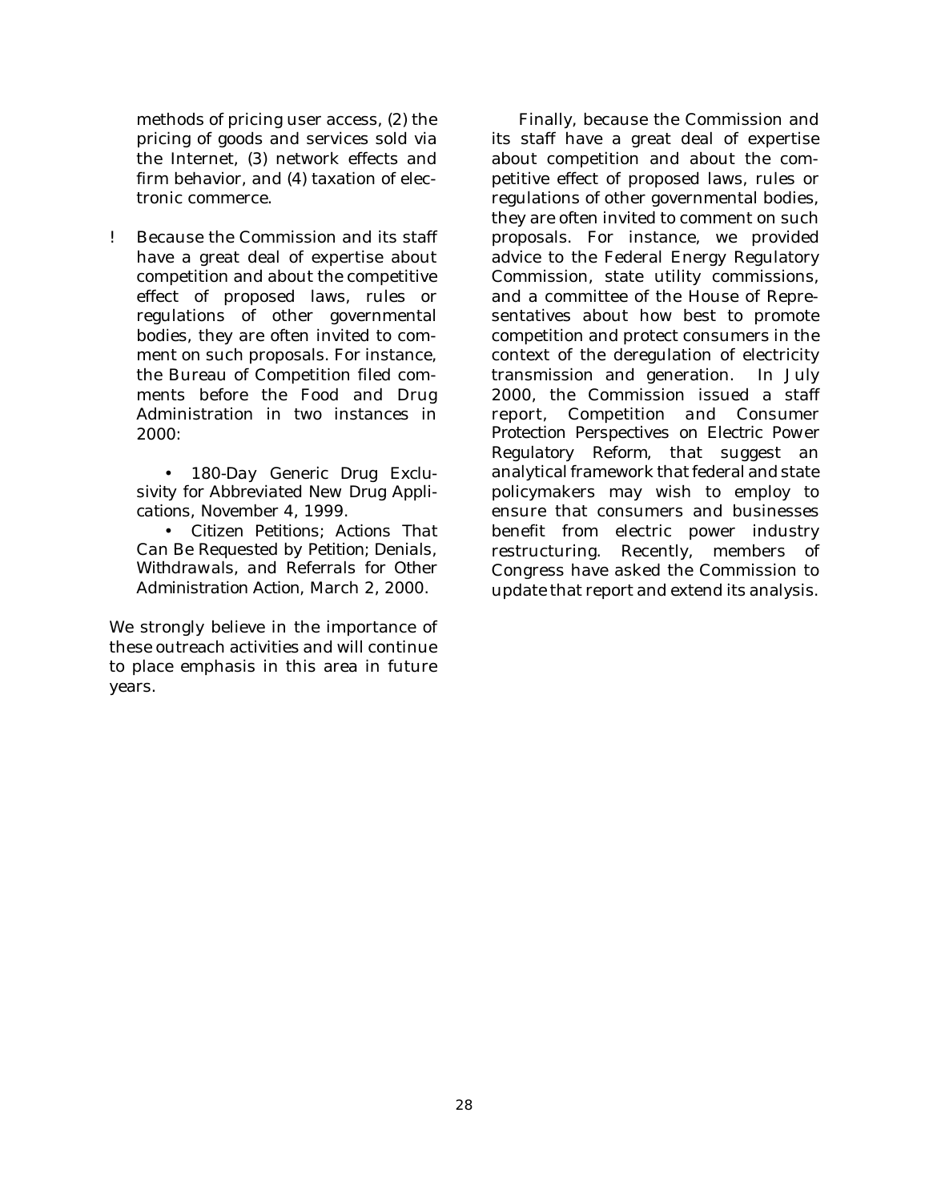methods of pricing user access, (2) the pricing of goods and services sold via the Internet, (3) network effects and firm behavior, and (4) taxation of electronic commerce.

- Because the Commission and its staff have a great deal of expertise about competition and about the competitive effect of proposed laws, rules or regulations of other governmental bodies, they are often invited to comment on such proposals. For instance, the Bureau of Competition filed comments before the Food and Drug Administration in two instances in 2000:

    - 180-Day Generic Drug Exclusivity for Abbreviated New Drug Applications, November 4, 1999.
    - Citizen Petitions; Actions That Can Be Requested by Petition; Denials, Withdrawals, and Referrals for Other Administration Action, March 2, 2000.

We strongly believe in the importance of these outreach activities and will continue to place emphasis in this area in future years.

Finally, because the Commission and its staff have a great deal of expertise about competition and about the competitive effect of proposed laws, rules or regulations of other governmental bodies, they are often invited to comment on such proposals. For instance, we provided advice to the Federal Energy Regulatory Commission, state utility commissions, and a committee of the House of Representatives about how best to promote competition and protect consumers in the context of the deregulation of electricity transmission and generation. In July 2000, the Commission issued a staff report, *Competition and Consumer Protection Perspectives on Electric Power Regulatory Reform*, that suggest an analytical framework that federal and state policymakers may wish to employ to ensure that consumers and businesses benefit from electric power industry restructuring. Recently, members of Congress have asked the Commission to update that report and extend its analysis.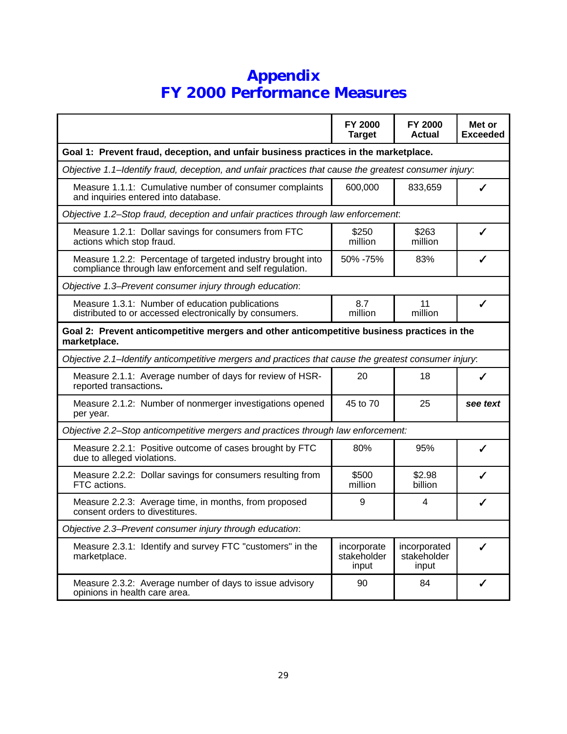# Appendix
# FY 2000 Performance Measures

| | FY 2000 Target | FY 2000 Actual | Met or Exceeded |
|---|---|---|---|
| **Goal 1: Prevent fraud, deception, and unfair business practices in the marketplace.** | | | |
| *Objective 1.1–Identify fraud, deception, and unfair practices that cause the greatest consumer injury*: | | | |
| Measure 1.1.1: Cumulative number of consumer complaints and inquiries entered into database. | 600,000 | 833,659 | ✓ |
| *Objective 1.2–Stop fraud, deception and unfair practices through law enforcement*: | | | |
| Measure 1.2.1: Dollar savings for consumers from FTC actions which stop fraud. | $250 million | $263 million | ✓ |
| Measure 1.2.2: Percentage of targeted industry brought into compliance through law enforcement and self regulation. | 50% -75% | 83% | ✓ |
| *Objective 1.3–Prevent consumer injury through education*: | | | |
| Measure 1.3.1: Number of education publications distributed to or accessed electronically by consumers. | 8.7 million | 11 million | ✓ |
| **Goal 2: Prevent anticompetitive mergers and other anticompetitive business practices in the marketplace.** | | | |
| *Objective 2.1–Identify anticompetitive mergers and practices that cause the greatest consumer injury*: | | | |
| Measure 2.1.1: Average number of days for review of HSR-reported transactions. | 20 | 18 | ✓ |
| Measure 2.1.2: Number of nonmerger investigations opened per year. | 45 to 70 | 25 | ***see text*** |
| *Objective 2.2–Stop anticompetitive mergers and practices through law enforcement:* | | | |
| Measure 2.2.1: Positive outcome of cases brought by FTC due to alleged violations. | 80% | 95% | ✓ |
| Measure 2.2.2: Dollar savings for consumers resulting from FTC actions. | $500 million | $2.98 billion | ✓ |
| Measure 2.2.3: Average time, in months, from proposed consent orders to divestitures. | 9 | 4 | ✓ |
| *Objective 2.3–Prevent consumer injury through education*: | | | |
| Measure 2.3.1: Identify and survey FTC "customers" in the marketplace. | incorporate stakeholder input | incorporated stakeholder input | ✓ |
| Measure 2.3.2: Average number of days to issue advisory opinions in health care area. | 90 | 84 | ✓ |